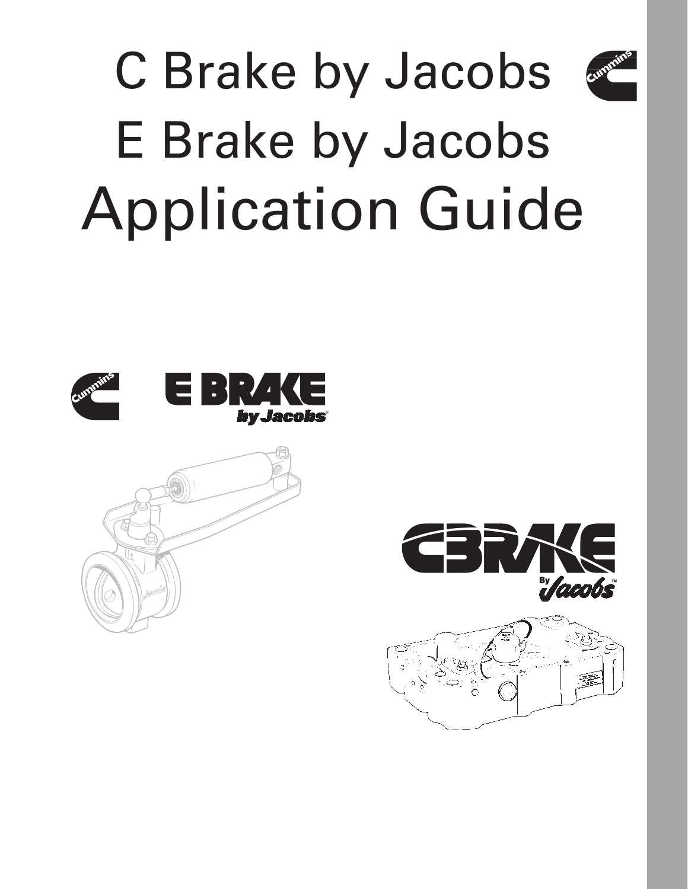# C Brake by Jacobs

# E Brake by Jacobs

# Application Guide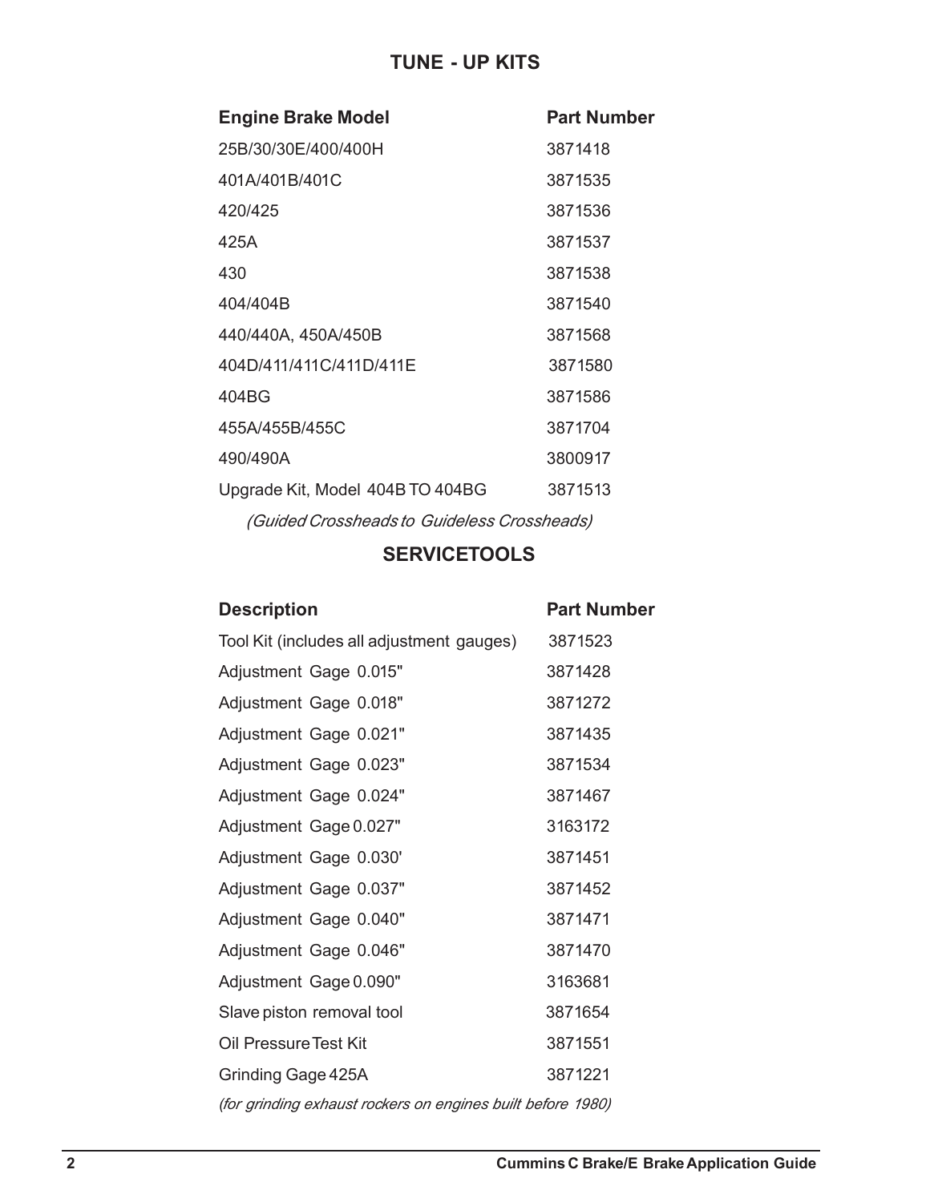## TUNE - UP KITS

| Engine Brake Model | Part Number |
|---|---|
| 25B/30/30E/400/400H | 3871418 |
| 401A/401B/401C | 3871535 |
| 420/425 | 3871536 |
| 425A | 3871537 |
| 430 | 3871538 |
| 404/404B | 3871540 |
| 440/440A, 450A/450B | 3871568 |
| 404D/411/411C/411D/411E | 3871580 |
| 404BG | 3871586 |
| 455A/455B/455C | 3871704 |
| 490/490A | 3800917 |
| Upgrade Kit, Model 404B TO 404BG | 3871513 |

*(Guided Crossheads to Guideless Crossheads)*

## SERVICETOOLS

| Description | Part Number |
|---|---|
| Tool Kit (includes all adjustment gauges) | 3871523 |
| Adjustment Gage 0.015" | 3871428 |
| Adjustment Gage 0.018" | 3871272 |
| Adjustment Gage 0.021" | 3871435 |
| Adjustment Gage 0.023" | 3871534 |
| Adjustment Gage 0.024" | 3871467 |
| Adjustment Gage 0.027" | 3163172 |
| Adjustment Gage 0.030' | 3871451 |
| Adjustment Gage 0.037" | 3871452 |
| Adjustment Gage 0.040" | 3871471 |
| Adjustment Gage 0.046" | 3871470 |
| Adjustment Gage 0.090" | 3163681 |
| Slave piston removal tool | 3871654 |
| Oil Pressure Test Kit | 3871551 |
| Grinding Gage 425A | 3871221 |

*(for grinding exhaust rockers on engines built before 1980)*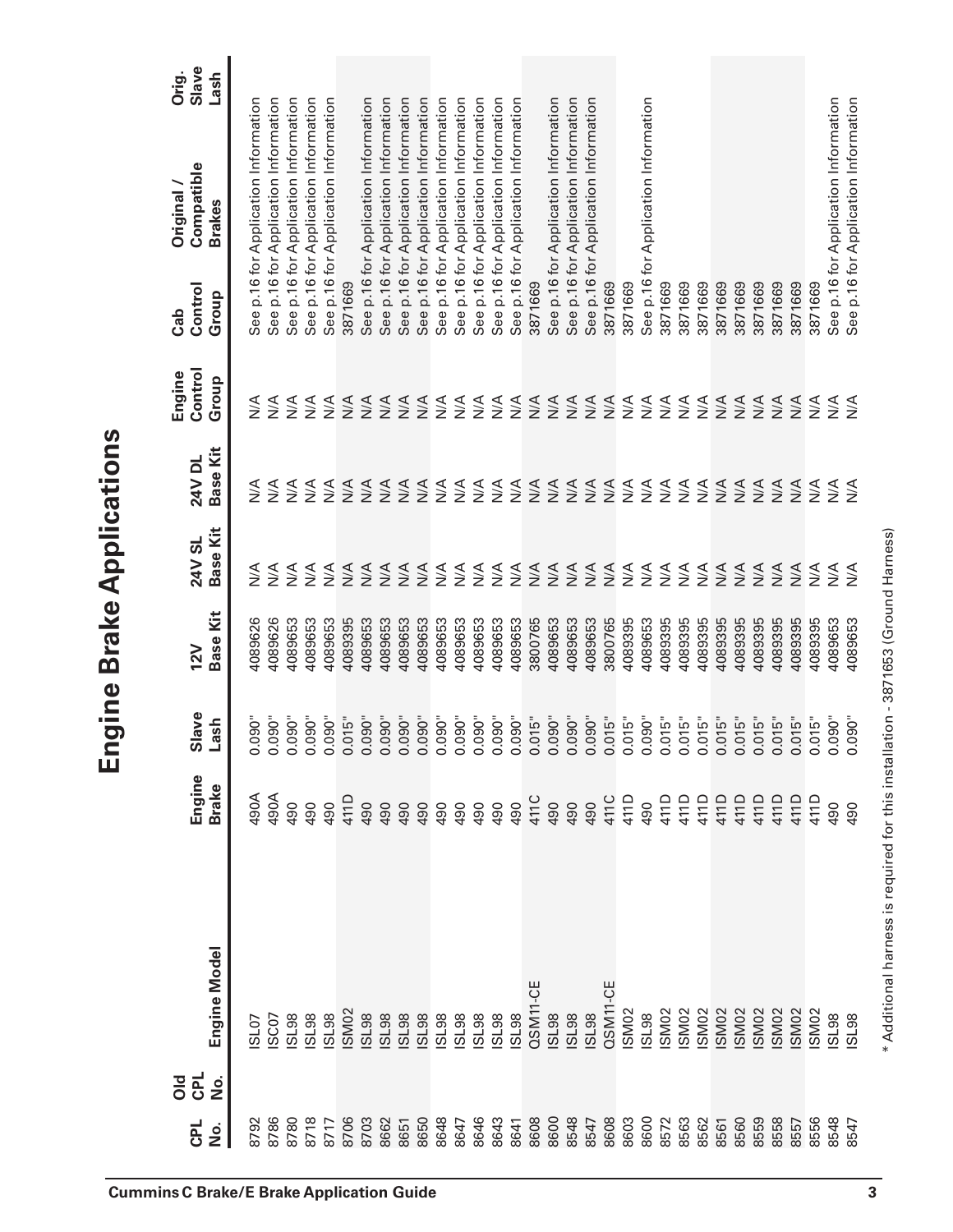# Engine Brake Applications

| CPL No. | Old CPL No. | Engine Model | Engine Brake | Slave Lash | 12V Base Kit | 24V SL Base Kit | 24V DL Base Kit | Engine Control Group | Cab Control Group | Original / Compatible Brakes | Orig. Slave Lash |
|---|---|---|---|---|---|---|---|---|---|---|---|
| 8792 | | ISL07 | 490A | 0.090" | 4089626 | N/A | N/A | N/A | See p.16 for Application Information | | |
| 8786 | | ISC07 | 490A | 0.090" | 4089626 | N/A | N/A | N/A | See p.16 for Application Information | | |
| 8780 | | ISL98 | 490 | 0.090" | 4089653 | N/A | N/A | N/A | See p.16 for Application Information | | |
| 8718 | | ISL98 | 490 | 0.090" | 4089653 | N/A | N/A | N/A | See p.16 for Application Information | | |
| 8717 | | ISL98 | 490 | 0.090" | 4089653 | N/A | N/A | N/A | See p.16 for Application Information | | |
| 8706 | | ISM02 | 411D | 0.015" | 4089395 | N/A | N/A | N/A | 3871669 | | |
| 8703 | | ISL98 | 490 | 0.090" | 4089653 | N/A | N/A | N/A | See p.16 for Application Information | | |
| 8662 | | ISL98 | 490 | 0.090" | 4089653 | N/A | N/A | N/A | See p.16 for Application Information | | |
| 8651 | | ISL98 | 490 | 0.090" | 4089653 | N/A | N/A | N/A | See p.16 for Application Information | | |
| 8650 | | ISL98 | 490 | 0.090" | 4089653 | N/A | N/A | N/A | See p.16 for Application Information | | |
| 8648 | | ISL98 | 490 | 0.090" | 4089653 | N/A | N/A | N/A | See p.16 for Application Information | | |
| 8647 | | ISL98 | 490 | 0.090" | 4089653 | N/A | N/A | N/A | See p.16 for Application Information | | |
| 8646 | | ISL98 | 490 | 0.090" | 4089653 | N/A | N/A | N/A | See p.16 for Application Information | | |
| 8643 | | ISL98 | 490 | 0.090" | 4089653 | N/A | N/A | N/A | See p.16 for Application Information | | |
| 8641 | | ISL98 | 490 | 0.090" | 4089653 | N/A | N/A | N/A | See p.16 for Application Information | | |
| 8608 | | QSM11-CE | 411C | 0.015" | 3800765 | N/A | N/A | N/A | 3871669 | | |
| 8600 | | ISL98 | 490 | 0.090" | 4089653 | N/A | N/A | N/A | See p.16 for Application Information | | |
| 8548 | | ISL98 | 490 | 0.090" | 4089653 | N/A | N/A | N/A | See p.16 for Application Information | | |
| 8547 | | ISL98 | 490 | 0.090" | 4089653 | N/A | N/A | N/A | See p.16 for Application Information | | |
| 8608 | | QSM11-CE | 411C | 0.015" | 3800765 | N/A | N/A | N/A | 3871669 | | |
| 8603 | | ISM02 | 411D | 0.015" | 4089395 | N/A | N/A | N/A | 3871669 | | |
| 8600 | | ISL98 | 490 | 0.090" | 4089653 | N/A | N/A | N/A | See p.16 for Application Information | | |
| 8572 | | ISM02 | 411D | 0.015" | 4089395 | N/A | N/A | N/A | 3871669 | | |
| 8563 | | ISM02 | 411D | 0.015" | 4089395 | N/A | N/A | N/A | 3871669 | | |
| 8562 | | ISM02 | 411D | 0.015" | 4089395 | N/A | N/A | N/A | 3871669 | | |
| 8561 | | ISM02 | 411D | 0.015" | 4089395 | N/A | N/A | N/A | 3871669 | | |
| 8560 | | ISM02 | 411D | 0.015" | 4089395 | N/A | N/A | N/A | 3871669 | | |
| 8559 | | ISM02 | 411D | 0.015" | 4089395 | N/A | N/A | N/A | 3871669 | | |
| 8558 | | ISM02 | 411D | 0.015" | 4089395 | N/A | N/A | N/A | 3871669 | | |
| 8557 | | ISM02 | 411D | 0.015" | 4089395 | N/A | N/A | N/A | 3871669 | | |
| 8556 | | ISM02 | 411D | 0.015" | 4089395 | N/A | N/A | N/A | 3871669 | | |
| 8548 | | ISL98 | 490 | 0.090" | 4089653 | N/A | N/A | N/A | See p.16 for Application Information | | |
| 8547 | | ISL98 | 490 | 0.090" | 4089653 | N/A | N/A | N/A | See p.16 for Application Information | | |

* Additional harness is required for this installation - 3871653 (Ground Harness)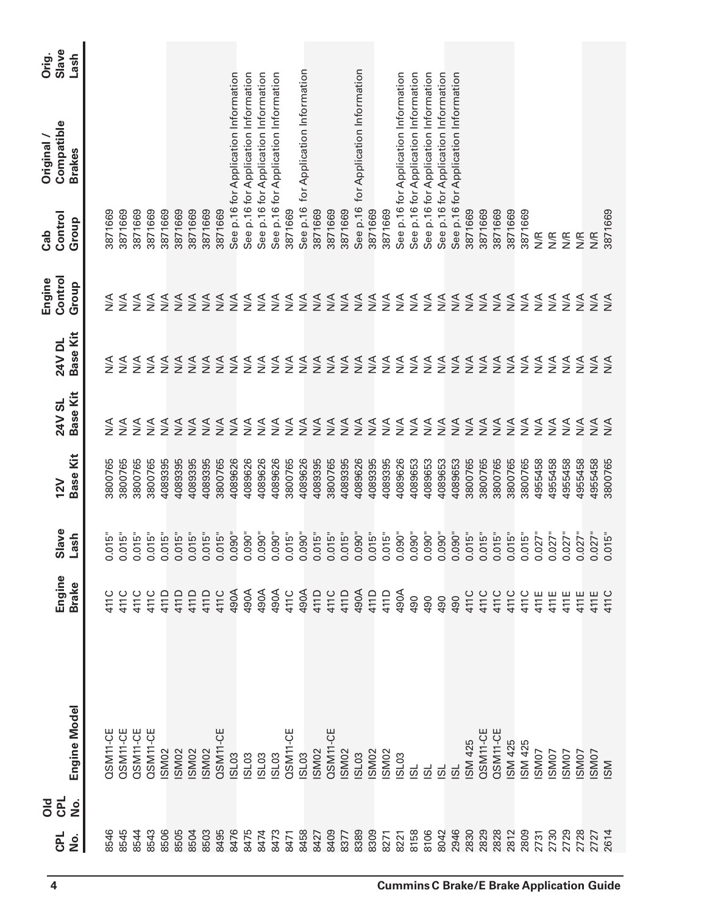| CPL No. | Old CPL No. | Engine Model | Engine Brake | Slave Lash | 12V Base Kit | 24V SL Base Kit | 24V DL Base Kit | Engine Control Group | Cab Control Group | Original / Compatible Brakes | Orig. Slave Lash |
|---|---|---|---|---|---|---|---|---|---|---|---|
| 8546 | | QSM11-CE | 411C | 0.015" | 3800765 | N/A | N/A | N/A | 3871669 | | |
| 8545 | | QSM11-CE | 411C | 0.015" | 3800765 | N/A | N/A | N/A | 3871669 | | |
| 8544 | | QSM11-CE | 411C | 0.015" | 3800765 | N/A | N/A | N/A | 3871669 | | |
| 8543 | | QSM11-CE | 411C | 0.015" | 3800765 | N/A | N/A | N/A | 3871669 | | |
| 8506 | | ISM02 | 411D | 0.015" | 4089395 | N/A | N/A | N/A | 3871669 | | |
| 8505 | | ISM02 | 411D | 0.015" | 4089395 | N/A | N/A | N/A | 3871669 | | |
| 8504 | | ISM02 | 411D | 0.015" | 4089395 | N/A | N/A | N/A | 3871669 | | |
| 8503 | | ISM02 | 411D | 0.015" | 4089395 | N/A | N/A | N/A | 3871669 | | |
| 8495 | | QSM11-CE | 411C | 0.015" | 3800765 | N/A | N/A | N/A | 3871669 | | |
| 8476 | | ISL03 | 490A | 0.090" | 4089626 | N/A | N/A | N/A | See p.16 for Application Information | | |
| 8475 | | ISL03 | 490A | 0.090" | 4089626 | N/A | N/A | N/A | See p.16 for Application Information | | |
| 8474 | | ISL03 | 490A | 0.090" | 4089626 | N/A | N/A | N/A | See p.16 for Application Information | | |
| 8473 | | ISL03 | 490A | 0.090" | 4089626 | N/A | N/A | N/A | See p.16 for Application Information | | |
| 8471 | | QSM11-CE | 411C | 0.015" | 3800765 | N/A | N/A | N/A | 3871669 | | |
| 8458 | | ISL03 | 490A | 0.090" | 4089626 | N/A | N/A | N/A | See p.16 for Application Information | | |
| 8427 | | ISM02 | 411D | 0.015" | 4089395 | N/A | N/A | N/A | 3871669 | | |
| 8409 | | QSM11-CE | 411C | 0.015" | 3800765 | N/A | N/A | N/A | 3871669 | | |
| 8377 | | ISM02 | 411D | 0.015" | 4089395 | N/A | N/A | N/A | 3871669 | | |
| 8389 | | ISL03 | 490A | 0.090" | 4089626 | N/A | N/A | N/A | See p.16 for Application Information | | |
| 8309 | | ISM02 | 411D | 0.015" | 4089395 | N/A | N/A | N/A | 3871669 | | |
| 8271 | | ISM02 | 411D | 0.015" | 4089395 | N/A | N/A | N/A | 3871669 | | |
| 8221 | | ISL03 | 490A | 0.090" | 4089626 | N/A | N/A | N/A | See p.16 for Application Information | | |
| 8158 | | ISL | 490 | 0.090" | 4089653 | N/A | N/A | N/A | See p.16 for Application Information | | |
| 8106 | | ISL | 490 | 0.090" | 4089653 | N/A | N/A | N/A | See p.16 for Application Information | | |
| 8042 | | ISL | 490 | 0.090" | 4089653 | N/A | N/A | N/A | See p.16 for Application Information | | |
| 2946 | | ISL | 490 | 0.090" | 4089653 | N/A | N/A | N/A | See p.16 for Application Information | | |
| 2830 | | ISM 425 | 411C | 0.015" | 3800765 | N/A | N/A | N/A | 3871669 | | |
| 2829 | | QSM11-CE | 411C | 0.015" | 3800765 | N/A | N/A | N/A | 3871669 | | |
| 2828 | | QSM11-CE | 411C | 0.015" | 3800765 | N/A | N/A | N/A | 3871669 | | |
| 2812 | | ISM 425 | 411C | 0.015" | 3800765 | N/A | N/A | N/A | 3871669 | | |
| 2809 | | ISM 425 | 411C | 0.015" | 3800765 | N/A | N/A | N/A | 3871669 | | |
| 2731 | | ISM07 | 411E | 0.027" | 4955458 | N/A | N/A | N/A | N/R | | |
| 2730 | | ISM07 | 411E | 0.027" | 4955458 | N/A | N/A | N/A | N/R | | |
| 2729 | | ISM07 | 411E | 0.027" | 4955458 | N/A | N/A | N/A | N/R | | |
| 2728 | | ISM07 | 411E | 0.027" | 4955458 | N/A | N/A | N/A | N/R | | |
| 2727 | | ISM07 | 411E | 0.027" | 4955458 | N/A | N/A | N/A | N/R | | |
| 2614 | | ISM | 411C | 0.015" | 3800765 | N/A | N/A | N/A | 3871669 | | |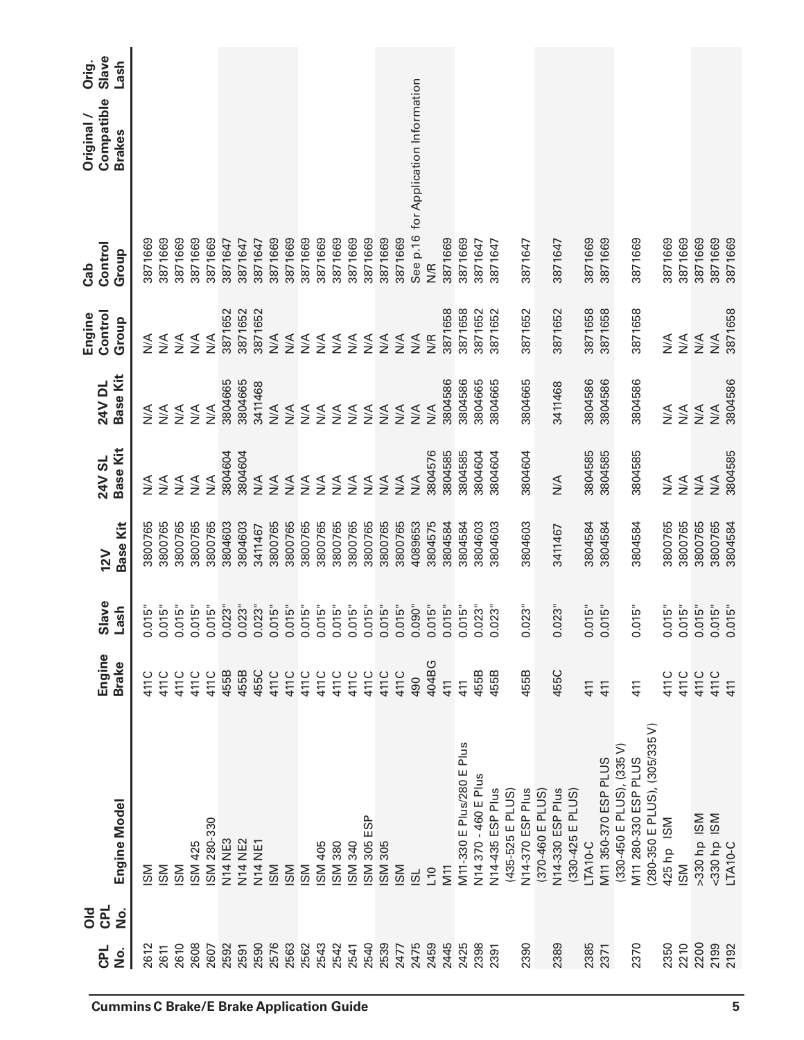| CPL No. | Old CPL No. | Engine Model | Engine Brake | Slave Lash | 12V Base Kit | 24V SL Base Kit | 24V DL Base Kit | Engine Control Group | Cab Control Group | Original / Compatible Brakes | Orig. Slave Lash |
|---|---|---|---|---|---|---|---|---|---|---|---|
| 2612 | | ISM | 411C | 0.015" | 3800765 | N/A | N/A | N/A | 3871669 | | |
| 2611 | | ISM | 411C | 0.015" | 3800765 | N/A | N/A | N/A | 3871669 | | |
| 2610 | | ISM | 411C | 0.015" | 3800765 | N/A | N/A | N/A | 3871669 | | |
| 2608 | | ISM 425 | 411C | 0.015" | 3800765 | N/A | N/A | N/A | 3871669 | | |
| 2607 | | ISM 280-330 | 411C | 0.015" | 3800765 | N/A | N/A | N/A | 3871669 | | |
| 2592 | | N14 NE3 | 455B | 0.023" | 3804603 | 3804604 | 3804665 | 3871652 | 3871647 | | |
| 2591 | | N14 NE2 | 455B | 0.023" | 3804603 | 3804604 | 3804665 | 3871652 | 3871647 | | |
| 2590 | | N14 NE1 | 455C | 0.023" | 3411467 | N/A | 3411468 | 3871652 | 3871647 | | |
| 2576 | | ISM | 411C | 0.015" | 3800765 | N/A | N/A | N/A | 3871669 | | |
| 2563 | | ISM | 411C | 0.015" | 3800765 | N/A | N/A | N/A | 3871669 | | |
| 2562 | | ISM | 411C | 0.015" | 3800765 | N/A | N/A | N/A | 3871669 | | |
| 2543 | | ISM 405 | 411C | 0.015" | 3800765 | N/A | N/A | N/A | 3871669 | | |
| 2542 | | ISM 380 | 411C | 0.015" | 3800765 | N/A | N/A | N/A | 3871669 | | |
| 2541 | | ISM 340 | 411C | 0.015" | 3800765 | N/A | N/A | N/A | 3871669 | | |
| 2540 | | ISM 305 ESP | 411C | 0.015" | 3800765 | N/A | N/A | N/A | 3871669 | | |
| 2539 | | ISM 305 | 411C | 0.015" | 3800765 | N/A | N/A | N/A | 3871669 | | |
| 2477 | | ISM | 411C | 0.015" | 3800765 | N/A | N/A | N/A | 3871669 | | |
| 2475 | | ISL | 490 | 0.090" | 4089653 | N/A | N/A | N/A | See p.16 for Application Information | | |
| 2459 | | L10 | 404BG | 0.015" | 3804575 | 3804576 | N/A | N/R | N/R | | |
| 2445 | | M11 | 411 | 0.015" | 3804584 | 3804585 | 3804586 | 3871658 | 3871669 | | |
| 2425 | | M11-330 E Plus/280 E Plus | 411 | 0.015" | 3804584 | 3804585 | 3804586 | 3871658 | 3871669 | | |
| 2398 | | N14 370 - 460 E Plus | 455B | 0.023" | 3804603 | 3804604 | 3804665 | 3871652 | 3871647 | | |
| 2391 | | N14-435 ESP Plus (435-525 E PLUS) | 455B | 0.023" | 3804603 | 3804604 | 3804665 | 3871652 | 3871647 | | |
| 2390 | | N14-370 ESP Plus (370-460 E PLUS) | 455B | 0.023" | 3804603 | 3804604 | 3804665 | 3871652 | 3871647 | | |
| 2389 | | N14-330 ESP Plus (330-425 E PLUS) | 455C | 0.023" | 3411467 | N/A | 3411468 | 3871652 | 3871647 | | |
| 2385 | | LTA10-C | 411 | 0.015" | 3804584 | 3804585 | 3804586 | 3871658 | 3871669 | | |
| 2371 | | M11 350-370 ESP PLUS (330-450 E PLUS), (335 V) | 411 | 0.015" | 3804584 | 3804585 | 3804586 | 3871658 | 3871669 | | |
| 2370 | | M11 280-330 ESP PLUS (280-350 E PLUS), (305/335 V) | 411 | 0.015" | 3804584 | 3804585 | 3804586 | 3871658 | 3871669 | | |
| 2350 | | 425 hp ISM | 411C | 0.015" | 3800765 | N/A | N/A | N/A | 3871669 | | |
| 2210 | | ISM | 411C | 0.015" | 3800765 | N/A | N/A | N/A | 3871669 | | |
| 2200 | | >330 hp ISM | 411C | 0.015" | 3800765 | N/A | N/A | N/A | 3871669 | | |
| 2199 | | <330 hp ISM | 411C | 0.015" | 3800765 | N/A | N/A | N/A | 3871669 | | |
| 2192 | | LTA10-C | 411 | 0.015" | 3804584 | 3804585 | 3804586 | 3871658 | 3871669 | | |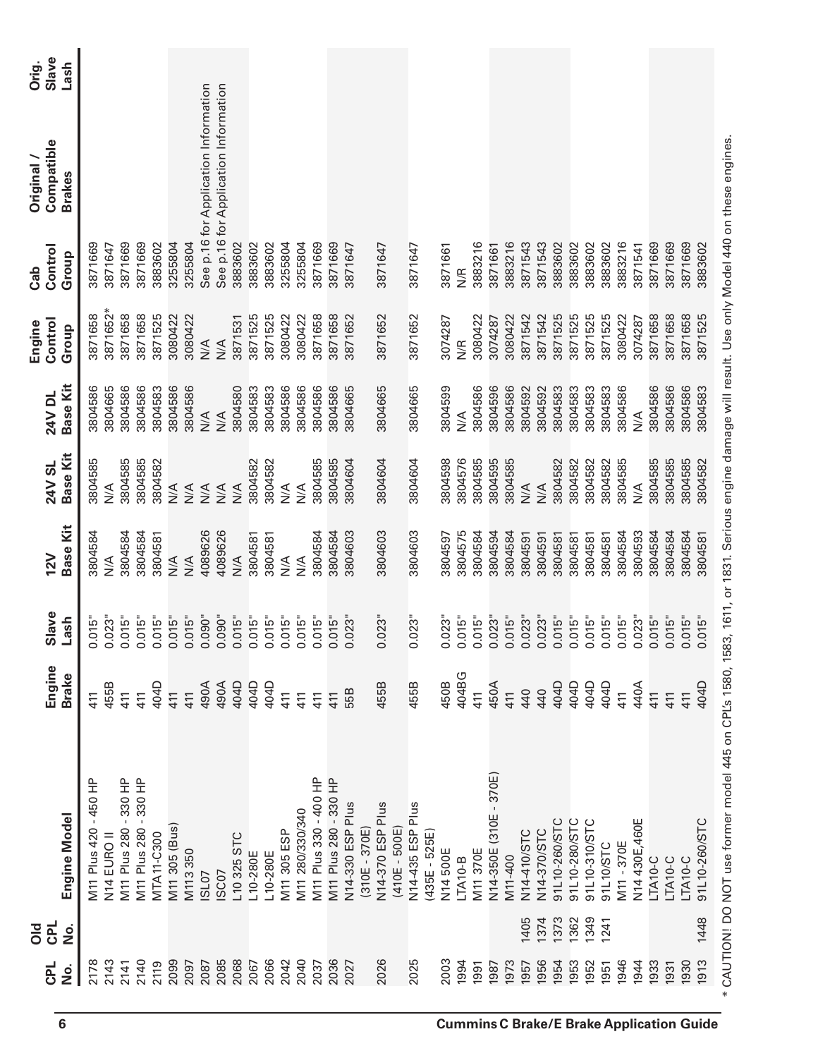| CPL No. | Old CPL No. | Engine Model | Engine Brake | Slave Lash | 12V Base Kit | 24V SL Base Kit | 24V DL Base Kit | Engine Control Group | Cab Control Group | Original / Compatible Brakes | Orig. Slave Lash |
|---|---|---|---|---|---|---|---|---|---|---|---|
| 2178 | | M11 Plus 420 - 450 HP | 411 | 0.015" | 3804584 | 3804585 | 3804586 | 3871658 | 3871669 | | |
| 2143 | | N14 EURO II | 455B | 0.023" | N/A | N/A | 3804665 | 3871652* | 3871647 | | |
| 2141 | | M11 Plus 280 - 330 HP | 411 | 0.015" | 3804584 | 3804585 | 3804586 | 3871658 | 3871669 | | |
| 2140 | | M11 Plus 280 - 330 HP | 411 | 0.015" | 3804584 | 3804585 | 3804586 | 3871658 | 3871669 | | |
| 2119 | | MTA11-C300 | 404D | 0.015" | 3804581 | 3804582 | 3804583 | 3871525 | 3883602 | | |
| 2099 | | M11 305 (Bus) | 411 | 0.015" | N/A | N/A | 3804586 | 3080422 | 3255804 | | |
| 2097 | | M113 350 | 411 | 0.015" | N/A | N/A | 3804586 | 3080422 | 3255804 | | |
| 2087 | | ISL07 | 490A | 0.090" | 4089626 | N/A | N/A | N/A | See p.16 for Application Information | | |
| 2085 | | ISC07 | 490A | 0.090" | 4089626 | N/A | N/A | N/A | See p.16 for Application Information | | |
| 2068 | | L10 325 STC | 404D | 0.015" | N/A | N/A | 3804580 | 3871531 | 3883602 | | |
| 2067 | | L10-280E | 404D | 0.015" | 3804581 | 3804582 | 3804583 | 3871525 | 3883602 | | |
| 2066 | | L10-280E | 404D | 0.015" | 3804581 | 3804582 | 3804583 | 3871525 | 3883602 | | |
| 2042 | | M11 305 ESP | 411 | 0.015" | N/A | N/A | 3804586 | 3080422 | 3255804 | | |
| 2040 | | M11 280/330/340 | 411 | 0.015" | N/A | N/A | 3804586 | 3080422 | 3255804 | | |
| 2037 | | M11 Plus 330 - 400 HP | 411 | 0.015" | 3804584 | 3804585 | 3804586 | 3871658 | 3871669 | | |
| 2036 | | M11 Plus 280 - 330 HP | 411 | 0.015" | 3804584 | 3804585 | 3804586 | 3871658 | 3871669 | | |
| 2027 | | N14-330 ESP Plus (310E - 370E) | 55B | 0.023" | 3804603 | 3804604 | 3804665 | 3871652 | 3871647 | | |
| 2026 | | N14-370 ESP Plus (410E - 500E) | 455B | 0.023" | 3804603 | 3804604 | 3804665 | 3871652 | 3871647 | | |
| 2025 | | N14-435 ESP Plus (435E - 525E) | 455B | 0.023" | 3804603 | 3804604 | 3804665 | 3871652 | 3871647 | | |
| 2003 | | N14 500E | 450B | 0.023" | 3804597 | 3804598 | 3804599 | 3074287 | 3871661 | | |
| 1994 | | LTA10-B | 404BG | 0.015" | 3804575 | 3804576 | N/A | N/R | N/R | | |
| 1991 | | M11 370E | 411 | 0.015" | 3804584 | 3804585 | 3804586 | 3080422 | 3883216 | | |
| 1987 | | N14-350E (310E - 370E) | 450A | 0.023" | 3804594 | 3804595 | 3804596 | 3074287 | 3871661 | | |
| 1973 | | M11-400 | 411 | 0.015" | 3804584 | 3804585 | 3804586 | 3080422 | 3883216 | | |
| 1957 | 1405 | N14-410/STC | 440 | 0.023" | 3804591 | N/A | 3804592 | 3871542 | 3871543 | | |
| 1956 | 1374 | N14-370/STC | 440 | 0.023" | 3804591 | N/A | 3804592 | 3871542 | 3871543 | | |
| 1954 | 1373 | 91L10-260/STC | 404D | 0.015" | 3804581 | 3804582 | 3804583 | 3871525 | 3883602 | | |
| 1953 | 1362 | 91L10-280/STC | 404D | 0.015" | 3804581 | 3804582 | 3804583 | 3871525 | 3883602 | | |
| 1952 | 1349 | 91L10-310/STC | 404D | 0.015" | 3804581 | 3804582 | 3804583 | 3871525 | 3883602 | | |
| 1951 | 1241 | 91L10/STC | 404D | 0.015" | 3804581 | 3804582 | 3804583 | 3871525 | 3883602 | | |
| 1946 | | M11 - 370E | 411 | 0.015" | 3804584 | 3804585 | 3804586 | 3080422 | 3883216 | | |
| 1944 | | N14 430E,460E | 440A | 0.023" | 3804593 | N/A | N/A | 3074287 | 3871541 | | |
| 1933 | | LTA10-C | 411 | 0.015" | 3804584 | 3804585 | 3804586 | 3871658 | 3871669 | | |
| 1931 | | LTA10-C | 411 | 0.015" | 3804584 | 3804585 | 3804586 | 3871658 | 3871669 | | |
| 1930 | | LTA10-C | 411 | 0.015" | 3804584 | 3804585 | 3804586 | 3871658 | 3871669 | | |
| 1913 | 1448 | 91L10-260/STC | 404D | 0.015" | 3804581 | 3804582 | 3804583 | 3871525 | 3883602 | | |

* CAUTION! DO NOT use former model 445 on CPL's 1580, 1583, 1611, or 1831. Serious engine damage will result. Use only Model 440 on these engines.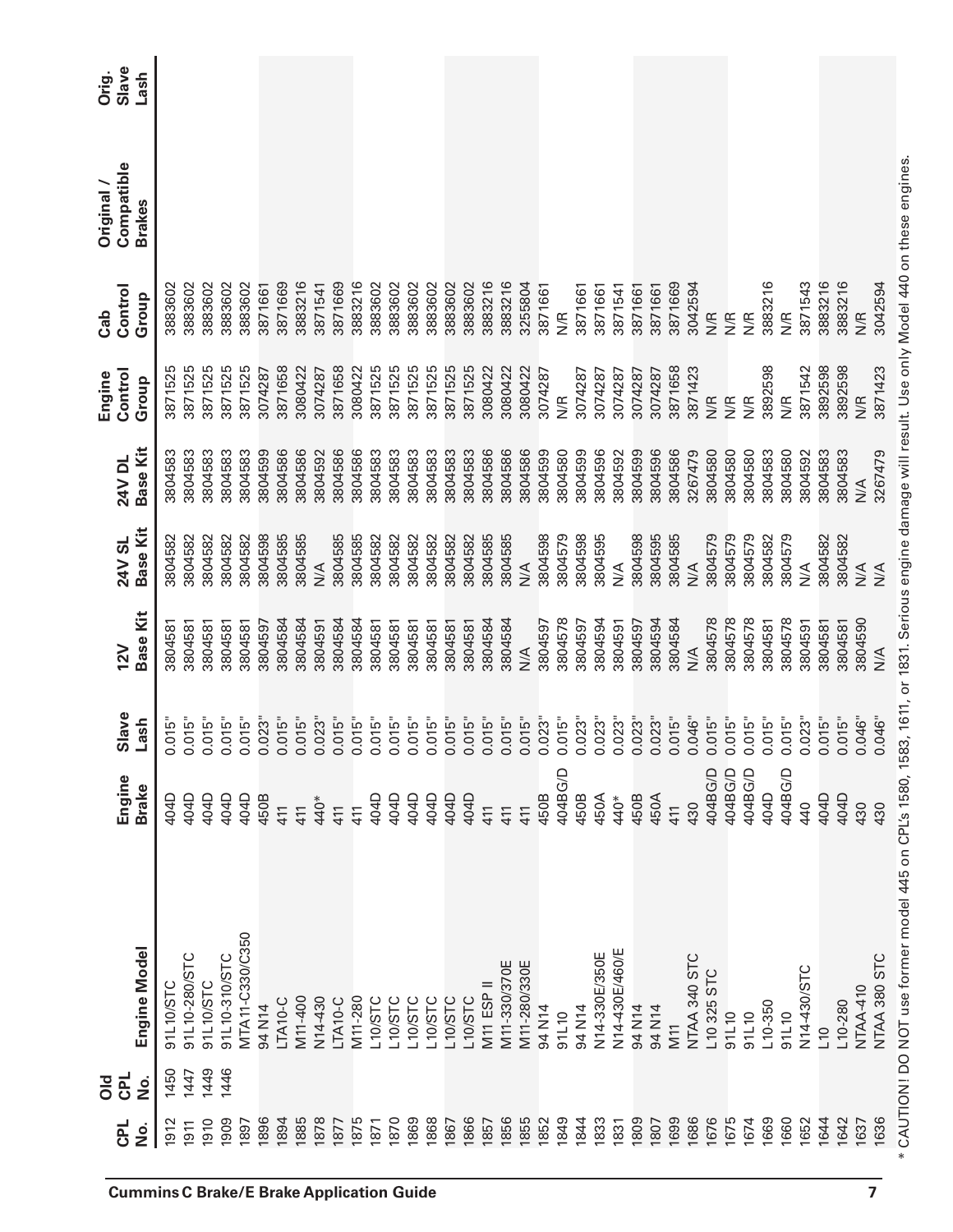| CPL No. | Old CPL No. | Engine Model | Engine Brake | Slave Lash | 12V Base Kit | 24V SL Base Kit | 24V DL Base Kit | Engine Control Group | Cab Control Group | Original / Compatible Brakes | Orig. Slave Lash |
|---|---|---|---|---|---|---|---|---|---|---|---|
| 1912 | 1450 | 91L10/STC | 404D | 0.015" | 3804581 | 3804582 | 3804583 | 3871525 | 3883602 | | |
| 1911 | 1447 | 91L10-280/STC | 404D | 0.015" | 3804581 | 3804582 | 3804583 | 3871525 | 3883602 | | |
| 1910 | 1449 | 91L10/STC | 404D | 0.015" | 3804581 | 3804582 | 3804583 | 3871525 | 3883602 | | |
| 1909 | 1446 | 91L10-310/STC | 404D | 0.015" | 3804581 | 3804582 | 3804583 | 3871525 | 3883602 | | |
| 1897 | | MTA11-C330/C350 | 404D | 0.015" | 3804581 | 3804582 | 3804583 | 3871525 | 3883602 | | |
| 1896 | | 94 N14 | 450B | 0.023" | 3804597 | 3804598 | 3804599 | 3074287 | 3871661 | | |
| 1894 | | LTA10-C | 411 | 0.015" | 3804584 | 3804585 | 3804586 | 3871658 | 3871669 | | |
| 1885 | | M11-400 | 411 | 0.015" | 3804584 | 3804585 | 3804586 | 3080422 | 3883216 | | |
| 1878 | | N14-430 | 440* | 0.023" | 3804591 | N/A | 3804592 | 3074287 | 3871541 | | |
| 1877 | | LTA10-C | 411 | 0.015" | 3804584 | 3804585 | 3804586 | 3871658 | 3871669 | | |
| 1875 | | M11-280 | 411 | 0.015" | 3804584 | 3804585 | 3804586 | 3080422 | 3883216 | | |
| 1871 | | L10/STC | 404D | 0.015" | 3804581 | 3804582 | 3804583 | 3871525 | 3883602 | | |
| 1870 | | L10/STC | 404D | 0.015" | 3804581 | 3804582 | 3804583 | 3871525 | 3883602 | | |
| 1869 | | L10/STC | 404D | 0.015" | 3804581 | 3804582 | 3804583 | 3871525 | 3883602 | | |
| 1868 | | L10/STC | 404D | 0.015" | 3804581 | 3804582 | 3804583 | 3871525 | 3883602 | | |
| 1867 | | L10/STC | 404D | 0.015" | 3804581 | 3804582 | 3804583 | 3871525 | 3883602 | | |
| 1866 | | L10/STC | 404D | 0.015" | 3804581 | 3804582 | 3804583 | 3871525 | 3883602 | | |
| 1857 | | M11 ESP II | 411 | 0.015" | 3804584 | 3804585 | 3804586 | 3080422 | 3883216 | | |
| 1856 | | M11-330/370E | 411 | 0.015" | 3804584 | 3804585 | 3804586 | 3080422 | 3883216 | | |
| 1855 | | M11-280/330E | 411 | 0.015" | N/A | N/A | 3804586 | 3080422 | 3255804 | | |
| 1852 | | 94 N14 | 450B | 0.023" | 3804597 | 3804598 | 3804599 | 3074287 | 3871661 | | |
| 1849 | | 91L10 | 404BG/D | 0.015" | 3804578 | 3804579 | 3804580 | N/R | N/R | | |
| 1844 | | 94 N14 | 450B | 0.023" | 3804597 | 3804598 | 3804599 | 3074287 | 3871661 | | |
| 1833 | | N14-330E/350E | 450A | 0.023" | 3804594 | 3804595 | 3804596 | 3074287 | 3871661 | | |
| 1831 | | N14-430E/460/E | 440* | 0.023" | 3804591 | N/A | 3804592 | 3074287 | 3871541 | | |
| 1809 | | 94 N14 | 450B | 0.023" | 3804597 | 3804598 | 3804599 | 3074287 | 3871661 | | |
| 1807 | | 94 N14 | 450A | 0.023" | 3804594 | 3804595 | 3804596 | 3074287 | 3871661 | | |
| 1699 | | M11 | 411 | 0.015" | 3804584 | 3804585 | 3804586 | 3871658 | 3871669 | | |
| 1686 | | NTAA 340 STC | 430 | 0.046" | N/A | N/A | 3267479 | 3871423 | 3042594 | | |
| 1676 | | L10 325 STC | 404BG/D | 0.015" | 3804578 | 3804579 | 3804580 | N/R | N/R | | |
| 1675 | | 91L10 | 404BG/D | 0.015" | 3804578 | 3804579 | 3804580 | N/R | N/R | | |
| 1674 | | 91L10 | 404BG/D | 0.015" | 3804578 | 3804579 | 3804580 | N/R | N/R | | |
| 1669 | | L10-350 | 404D | 0.015" | 3804581 | 3804582 | 3804583 | 3892598 | 3883216 | | |
| 1660 | | 91L10 | 404BG/D | 0.015" | 3804578 | 3804579 | 3804580 | N/R | N/R | | |
| 1652 | | N14-430/STC | 440 | 0.023" | 3804591 | N/A | 3804592 | 3871542 | 3871543 | | |
| 1644 | | L10 | 404D | 0.015" | 3804581 | 3804582 | 3804583 | 3892598 | 3883216 | | |
| 1642 | | L10-280 | 404D | 0.015" | 3804581 | 3804582 | 3804583 | 3892598 | 3883216 | | |
| 1637 | | NTAA-410 | 430 | 0.046" | 3804590 | N/A | N/A | N/R | N/R | | |
| 1636 | | NTAA 380 STC | 430 | 0.046" | N/A | N/A | 3267479 | 3871423 | 3042594 | | |

* CAUTION! DO NOT use former model 445 on CPL's 1580, 1583, 1611, or 1831. Serious engine damage will result. Use only Model 440 on these engines.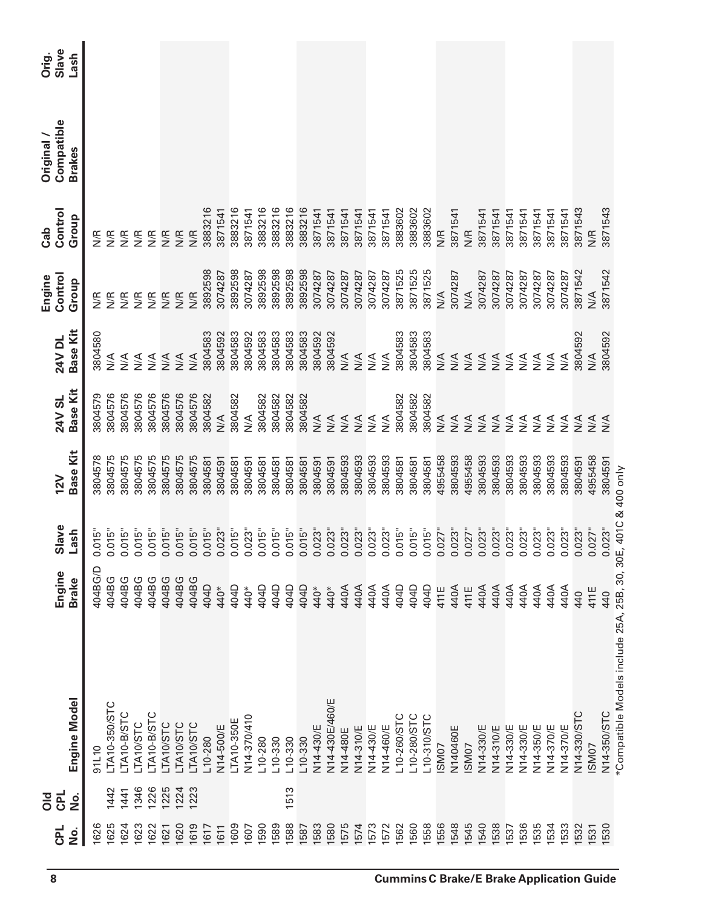| CPL No. | Old CPL No. | Engine Model | Engine Brake | Slave Lash | 12V Base Kit | 24V SL Base Kit | 24V DL Base Kit | Engine Control Group | Cab Control Group | Original / Compatible Brakes | Orig. Slave Lash |
|---|---|---|---|---|---|---|---|---|---|---|---|
| 1626 | | 91L10 | 404BG/D | 0.015" | 3804578 | 3804579 | 3804580 | N/R | N/R | | |
| 1625 | 1442 | LTA10-350/STC | 404BG | 0.015" | 3804575 | 3804576 | N/A | N/R | N/R | | |
| 1624 | 1441 | LTA10-B/STC | 404BG | 0.015" | 3804575 | 3804576 | N/A | N/R | N/R | | |
| 1623 | 1346 | LTA10/STC | 404BG | 0.015" | 3804575 | 3804576 | N/A | N/R | N/R | | |
| 1622 | 1226 | LTA10-B/STC | 404BG | 0.015" | 3804575 | 3804576 | N/A | N/R | N/R | | |
| 1621 | 1225 | LTA10/STC | 404BG | 0.015" | 3804575 | 3804576 | N/A | N/R | N/R | | |
| 1620 | 1224 | LTA10/STC | 404BG | 0.015" | 3804575 | 3804576 | N/A | N/R | N/R | | |
| 1619 | 1223 | LTA10/STC | 404BG | 0.015" | 3804575 | 3804576 | N/A | N/R | N/R | | |
| 1617 | | L10-280 | 404D | 0.015" | 3804581 | 3804582 | 3804583 | 3892598 | 3883216 | | |
| 1611 | | N14-500/E | 440* | 0.023" | 3804591 | N/A | 3804592 | 3074287 | 3871541 | | |
| 1609 | | LTA10-350E | 404D | 0.015" | 3804581 | 3804582 | 3804583 | 3892598 | 3883216 | | |
| 1607 | | N14-370/410 | 440* | 0.023" | 3804591 | N/A | 3804592 | 3074287 | 3871541 | | |
| 1590 | | L10-280 | 404D | 0.015" | 3804581 | 3804582 | 3804583 | 3892598 | 3883216 | | |
| 1589 | | L10-330 | 404D | 0.015" | 3804581 | 3804582 | 3804583 | 3892598 | 3883216 | | |
| 1588 | 1513 | L10-330 | 404D | 0.015" | 3804581 | 3804582 | 3804583 | 3892598 | 3883216 | | |
| 1587 | | L10-330 | 404D | 0.015" | 3804581 | 3804582 | 3804583 | 3892598 | 3883216 | | |
| 1583 | | N14-430/E | 440* | 0.023" | 3804591 | N/A | 3804592 | 3074287 | 3871541 | | |
| 1580 | | N14-430E/460/E | 440* | 0.023" | 3804591 | N/A | 3804592 | 3074287 | 3871541 | | |
| 1575 | | N14-480E | 440A | 0.023" | 3804593 | N/A | N/A | 3074287 | 3871541 | | |
| 1574 | | N14-310/E | 440A | 0.023" | 3804593 | N/A | N/A | 3074287 | 3871541 | | |
| 1573 | | N14-430/E | 440A | 0.023" | 3804593 | N/A | N/A | 3074287 | 3871541 | | |
| 1572 | | N14-460/E | 440A | 0.023" | 3804593 | N/A | N/A | 3074287 | 3871541 | | |
| 1562 | | L10-260/STC | 404D | 0.015" | 3804581 | 3804582 | 3804583 | 3871525 | 3883602 | | |
| 1560 | | L10-280/STC | 404D | 0.015" | 3804581 | 3804582 | 3804583 | 3871525 | 3883602 | | |
| 1558 | | L10-310/STC | 404D | 0.015" | 3804581 | 3804582 | 3804583 | 3871525 | 3883602 | | |
| 1556 | | ISM07 | 411E | 0.027" | 4955458 | N/A | N/A | N/A | N/R | | |
| 1548 | | N140460E | 440A | 0.023" | 3804593 | N/A | N/A | 3074287 | 3871541 | | |
| 1545 | | ISM07 | 411E | 0.027" | 4955458 | N/A | N/A | N/A | N/R | | |
| 1540 | | N14-330/E | 440A | 0.023" | 3804593 | N/A | N/A | 3074287 | 3871541 | | |
| 1538 | | N14-310/E | 440A | 0.023" | 3804593 | N/A | N/A | 3074287 | 3871541 | | |
| 1537 | | N14-330/E | 440A | 0.023" | 3804593 | N/A | N/A | 3074287 | 3871541 | | |
| 1536 | | N14-330/E | 440A | 0.023" | 3804593 | N/A | N/A | 3074287 | 3871541 | | |
| 1535 | | N14-350/E | 440A | 0.023" | 3804593 | N/A | N/A | 3074287 | 3871541 | | |
| 1534 | | N14-370/E | 440A | 0.023" | 3804593 | N/A | N/A | 3074287 | 3871541 | | |
| 1533 | | N14-370/E | 440A | 0.023" | 3804593 | N/A | N/A | 3074287 | 3871541 | | |
| 1532 | | N14-330/STC | 440 | 0.023" | 3804591 | N/A | 3804592 | 3871542 | 3871543 | | |
| 1531 | | ISM07 | 411E | 0.027" | 4955458 | N/A | N/A | N/A | N/R | | |
| 1530 | | N14-350/STC | 440 | 0.023" | 3804591 | N/A | 3804592 | 3871542 | 3871543 | | |

*Compatible Models include 25A, 25B, 30, 30E, 401C & 400 only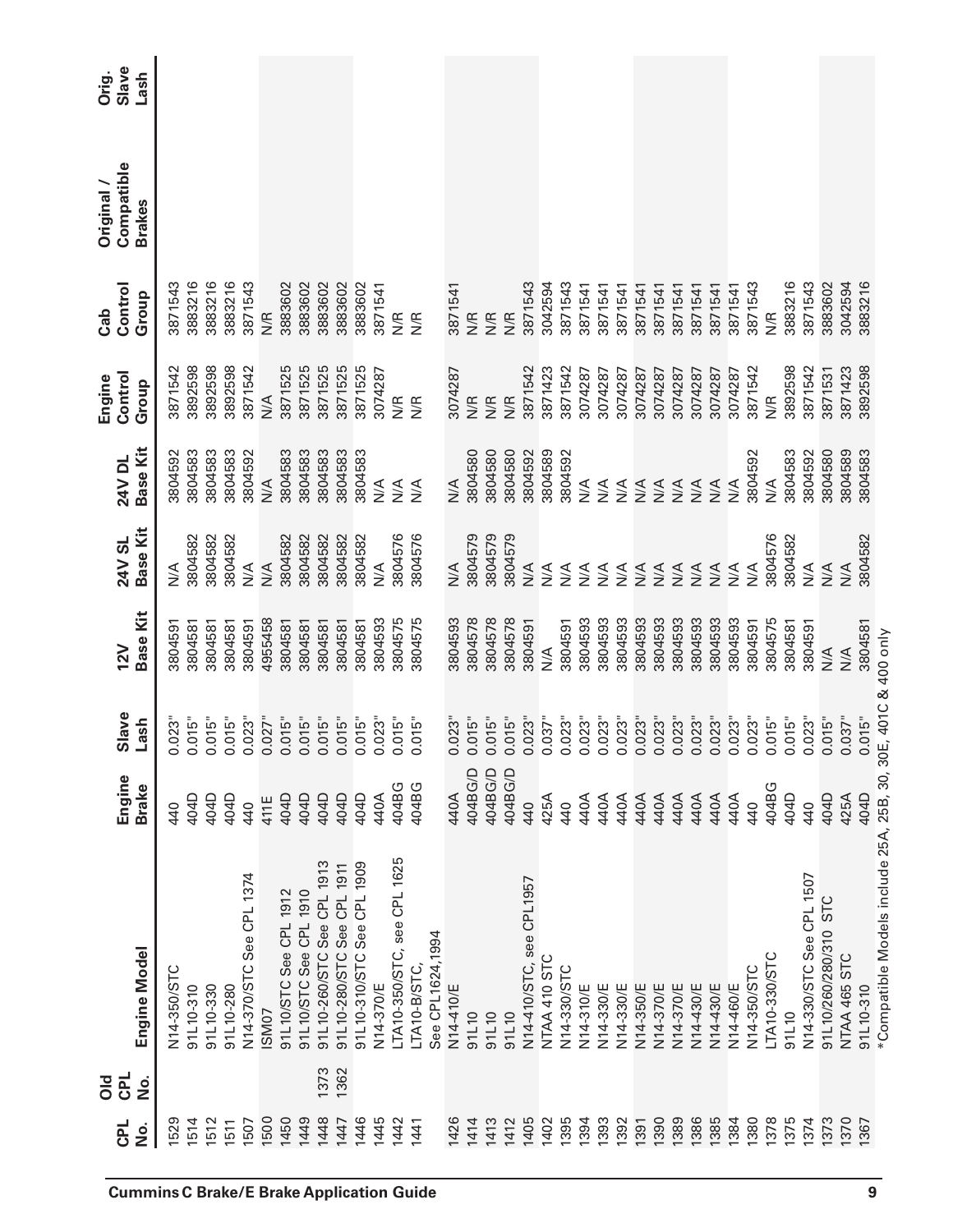| CPL No. | Old CPL No. | Engine Model | Engine Brake | Slave Lash | 12V Base Kit | 24V SL Base Kit | 24V DL Base Kit | Engine Control Group | Cab Control Group | Original / Compatible Brakes | Orig. Slave Lash |
|---|---|---|---|---|---|---|---|---|---|---|---|
| 1529 | | N14-350/STC | 440 | 0.023" | 3804591 | N/A | 3804592 | 3871542 | 3871543 | | |
| 1514 | | 91L10-310 | 404D | 0.015" | 3804581 | 3804582 | 3804583 | 3892598 | 3883216 | | |
| 1512 | | 91L10-330 | 404D | 0.015" | 3804581 | 3804582 | 3804583 | 3892598 | 3883216 | | |
| 1511 | | 91L10-280 | 404D | 0.015" | 3804581 | 3804582 | 3804583 | 3892598 | 3883216 | | |
| 1507 | | N14-370/STC See CPL 1374 | 440 | 0.023" | 3804591 | N/A | 3804592 | 3871542 | 3871543 | | |
| 1500 | | ISM07 | 411E | 0.027" | 4955458 | N/A | N/A | N/A | N/R | | |
| 1450 | | 91L10/STC See CPL 1912 | 404D | 0.015" | 3804581 | 3804582 | 3804583 | 3871525 | 3883602 | | |
| 1449 | | 91L10/STC See CPL 1910 | 404D | 0.015" | 3804581 | 3804582 | 3804583 | 3871525 | 3883602 | | |
| 1448 | 1373 | 91L10-260/STC See CPL 1913 | 404D | 0.015" | 3804581 | 3804582 | 3804583 | 3871525 | 3883602 | | |
| 1447 | 1362 | 91L10-280/STC See CPL 1911 | 404D | 0.015" | 3804581 | 3804582 | 3804583 | 3871525 | 3883602 | | |
| 1446 | | 91L10-310/STC See CPL 1909 | 404D | 0.015" | 3804581 | 3804582 | 3804583 | 3871525 | 3883602 | | |
| 1445 | | N14-370/E | 440A | 0.023" | 3804593 | N/A | N/A | 3074287 | 3871541 | | |
| 1442 | | LTA10-350/STC, see CPL 1625 | 404BG | 0.015" | 3804575 | 3804576 | N/A | N/R | N/R | | |
| 1441 | | LTA10-B/STC, See CPL1624,1994 | 404BG | 0.015" | 3804575 | 3804576 | N/A | N/R | N/R | | |
| 1426 | | N14-410/E | 440A | 0.023" | 3804593 | N/A | N/A | 3074287 | 3871541 | | |
| 1414 | | 91L10 | 404BG/D | 0.015" | 3804578 | 3804579 | 3804580 | N/R | N/R | | |
| 1413 | | 91L10 | 404BG/D | 0.015" | 3804578 | 3804579 | 3804580 | N/R | N/R | | |
| 1412 | | 91L10 | 404BG/D | 0.015" | 3804578 | 3804579 | 3804580 | N/R | N/R | | |
| 1405 | | N14-410/STC, see CPL1957 | 440 | 0.023" | 3804591 | N/A | 3804592 | 3871542 | 3871543 | | |
| 1402 | | NTAA 410 STC | 425A | 0.037" | N/A | N/A | 3804589 | 3871423 | 3042594 | | |
| 1395 | | N14-330/STC | 440 | 0.023" | 3804591 | N/A | 3804592 | 3871542 | 3871543 | | |
| 1394 | | N14-310/E | 440A | 0.023" | 3804593 | N/A | N/A | 3074287 | 3871541 | | |
| 1393 | | N14-330/E | 440A | 0.023" | 3804593 | N/A | N/A | 3074287 | 3871541 | | |
| 1392 | | N14-330/E | 440A | 0.023" | 3804593 | N/A | N/A | 3074287 | 3871541 | | |
| 1391 | | N14-350/E | 440A | 0.023" | 3804593 | N/A | N/A | 3074287 | 3871541 | | |
| 1390 | | N14-370/E | 440A | 0.023" | 3804593 | N/A | N/A | 3074287 | 3871541 | | |
| 1389 | | N14-370/E | 440A | 0.023" | 3804593 | N/A | N/A | 3074287 | 3871541 | | |
| 1386 | | N14-430/E | 440A | 0.023" | 3804593 | N/A | N/A | 3074287 | 3871541 | | |
| 1385 | | N14-430/E | 440A | 0.023" | 3804593 | N/A | N/A | 3074287 | 3871541 | | |
| 1384 | | N14-460/E | 440A | 0.023" | 3804593 | N/A | N/A | 3074287 | 3871541 | | |
| 1380 | | N14-350/STC | 440 | 0.023" | 3804591 | N/A | 3804592 | 3871542 | 3871543 | | |
| 1378 | | LTA10-330/STC | 404BG | 0.015" | 3804575 | 3804576 | N/A | N/R | N/R | | |
| 1375 | | 91L10 | 404D | 0.015" | 3804581 | 3804582 | 3804583 | 3892598 | 3883216 | | |
| 1374 | | N14-330/STC See CPL 1507 | 440 | 0.023" | 3804591 | N/A | 3804592 | 3871542 | 3871543 | | |
| 1373 | | 91L10/260/280/310 STC | 404D | 0.015" | N/A | N/A | 3804580 | 3871531 | 3883602 | | |
| 1370 | | NTAA 465 STC | 425A | 0.037" | N/A | N/A | 3804589 | 3871423 | 3042594 | | |
| 1367 | | 91L10-310 | 404D | 0.015" | 3804581 | 3804582 | 3804583 | 3892598 | 3883216 | | |

*Compatible Models include 25A, 25B, 30, 30E, 401C & 400 only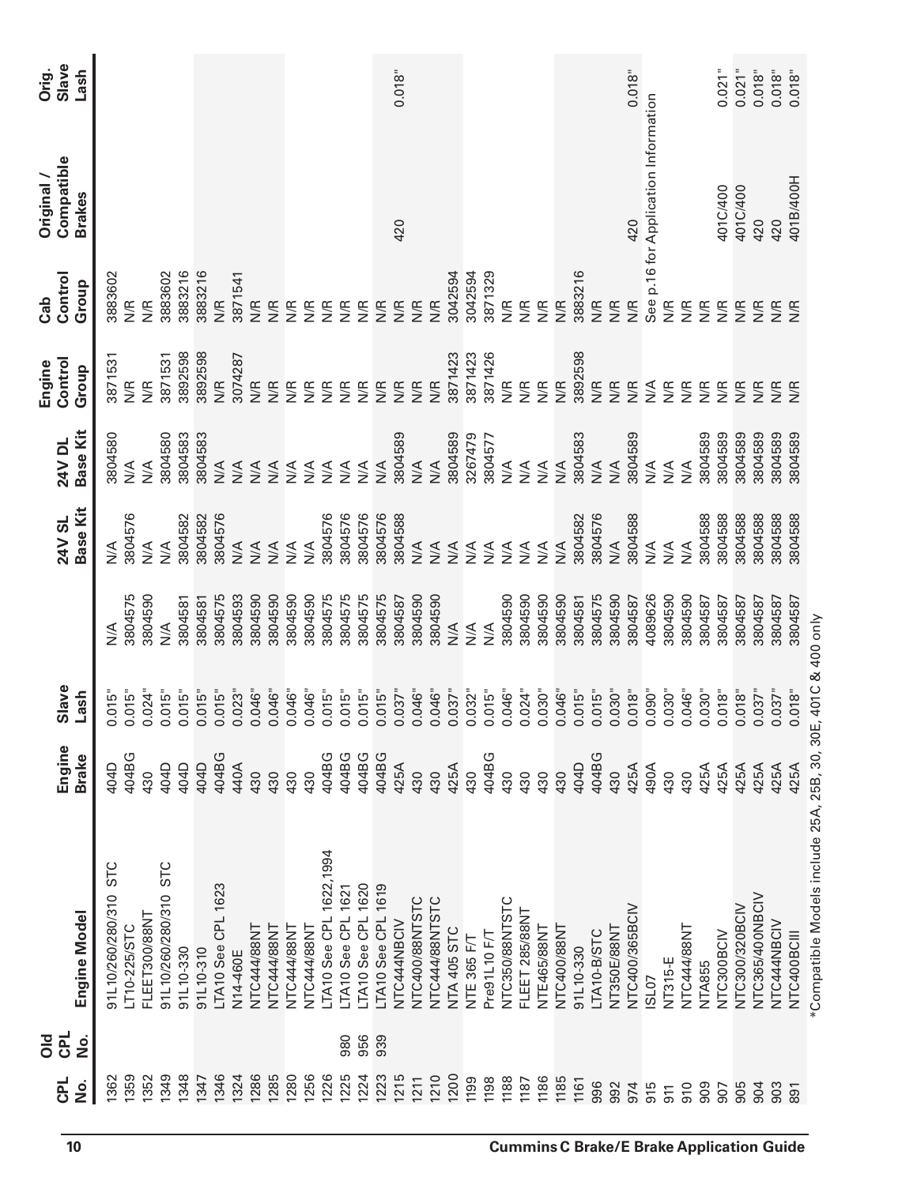| CPL No. | Old CPL No. | Engine Model | Engine Brake | Slave Lash | | 24V SL Base Kit | 24V DL Base Kit | Engine Control Group | Cab Control Group | Original / Compatible Brakes | Orig. Slave Lash |
|---|---|---|---|---|---|---|---|---|---|---|---|
| 1362 | | 91L10/260/280/310 STC | 404D | 0.015" | N/A | N/A | 3804580 | 3871531 | 3883602 | | |
| 1359 | | LT10-225/STC | 404BG | 0.015" | 3804575 | 3804576 | N/A | N/R | N/R | | |
| 1352 | | FLEET300/88NT | 430 | 0.024" | 3804590 | N/A | N/A | N/R | N/R | | |
| 1349 | | 91L10/260/280/310 STC | 404D | 0.015" | N/A | N/A | 3804580 | 3871531 | 3883602 | | |
| 1348 | | 91L10-330 | 404D | 0.015" | 3804581 | 3804582 | 3804583 | 3892598 | 3883216 | | |
| 1347 | | 91L10-310 | 404D | 0.015" | 3804581 | 3804582 | 3804583 | 3892598 | 3883216 | | |
| 1346 | | LTA10 See CPL 1623 | 404BG | 0.015" | 3804575 | 3804576 | N/A | N/R | N/R | | |
| 1324 | | N14-460E | 440A | 0.023" | 3804593 | N/A | N/A | 3074287 | 3871541 | | |
| 1286 | | NTC444/88NT | 430 | 0.046" | 3804590 | N/A | N/A | N/R | N/R | | |
| 1285 | | NTC444/88NT | 430 | 0.046" | 3804590 | N/A | N/A | N/R | N/R | | |
| 1280 | | NTC444/88NT | 430 | 0.046" | 3804590 | N/A | N/A | N/R | N/R | | |
| 1256 | | NTC444/88NT | 430 | 0.046" | 3804590 | N/A | N/A | N/R | N/R | | |
| 1226 | | LTA10 See CPL 1622,1994 | 404BG | 0.015" | 3804575 | 3804576 | N/A | N/R | N/R | | |
| 1225 | 980 | LTA10 See CPL 1621 | 404BG | 0.015" | 3804575 | 3804576 | N/A | N/R | N/R | | |
| 1224 | 956 | LTA10 See CPL 1620 | 404BG | 0.015" | 3804575 | 3804576 | N/A | N/R | N/R | | |
| 1223 | 939 | LTA10 See CPL 1619 | 404BG | 0.015" | 3804575 | 3804576 | N/A | N/R | N/R | | |
| 1215 | | NTC444NBCIV | 425A | 0.037" | 3804587 | 3804588 | 3804589 | N/R | N/R | 420 | 0.018" |
| 1211 | | NTC400/88NTSTC | 430 | 0.046" | 3804590 | N/A | N/A | N/R | N/R | | |
| 1210 | | NTC444/88NTSTC | 430 | 0.046" | 3804590 | N/A | N/A | N/R | N/R | | |
| 1200 | | NTA 405 STC | 425A | 0.037" | N/A | N/A | 3804589 | 3871423 | 3042594 | | |
| 1199 | | NTE 365 F/T | 430 | 0.032" | N/A | N/A | 3267479 | 3871423 | 3042594 | | |
| 1198 | | Pre91L10 F/T | 404BG | 0.015" | N/A | N/A | 3804577 | 3871426 | 3871329 | | |
| 1188 | | NTC350/88NTSTC | 430 | 0.046" | 3804590 | N/A | N/A | N/R | N/R | | |
| 1187 | | FLEET 285/88NT | 430 | 0.024" | 3804590 | N/A | N/A | N/R | N/R | | |
| 1186 | | NTE465/88NT | 430 | 0.030" | 3804590 | N/A | N/A | N/R | N/R | | |
| 1185 | | NTC400/88NT | 430 | 0.046" | 3804590 | N/A | N/A | N/R | N/R | | |
| 1161 | | 91L10-330 | 404D | 0.015" | 3804581 | 3804582 | 3804583 | 3892598 | 3883216 | | |
| 996 | | LTA10-B/STC | 404BG | 0.015" | 3804575 | 3804576 | N/A | N/R | N/R | | |
| 992 | | NT350E/88NT | 430 | 0.030" | 3804590 | N/A | N/A | N/R | N/R | | |
| 974 | | NTC400/365BCIV | 425A | 0.018" | 3804587 | 3804588 | 3804589 | N/R | N/R | 420 | 0.018" |
| 915 | | ISL07 | 490A | 0.090" | 4089626 | N/A | N/A | N/A | See p.16 for Application Information | | |
| 911 | | NT315-E | 430 | 0.030" | 3804590 | N/A | N/A | N/R | N/R | | |
| 910 | | NTC444/88NT | 430 | 0.046" | 3804590 | N/A | N/A | N/R | N/R | | |
| 909 | | NTA855 | 425A | 0.030" | 3804587 | 3804588 | 3804589 | N/R | N/R | | |
| 907 | | NTC300BCIV | 425A | 0.018" | 3804587 | 3804588 | 3804589 | N/R | N/R | 401C/400 | 0.021" |
| 905 | | NTC300/320BCIV | 425A | 0.018" | 3804587 | 3804588 | 3804589 | N/R | N/R | 401C/400 | 0.021" |
| 904 | | NTC365/400NBCIV | 425A | 0.037" | 3804587 | 3804588 | 3804589 | N/R | N/R | 420 | 0.018" |
| 903 | | NTC444NBCIV | 425A | 0.037" | 3804587 | 3804588 | 3804589 | N/R | N/R | 420 | 0.018" |
| 891 | | NTC400BCIII | 425A | 0.018" | 3804587 | 3804588 | 3804589 | N/R | N/R | 401B/400H | 0.018" |

*Compatible Models include 25A, 25B, 30, 30E, 401C & 400 only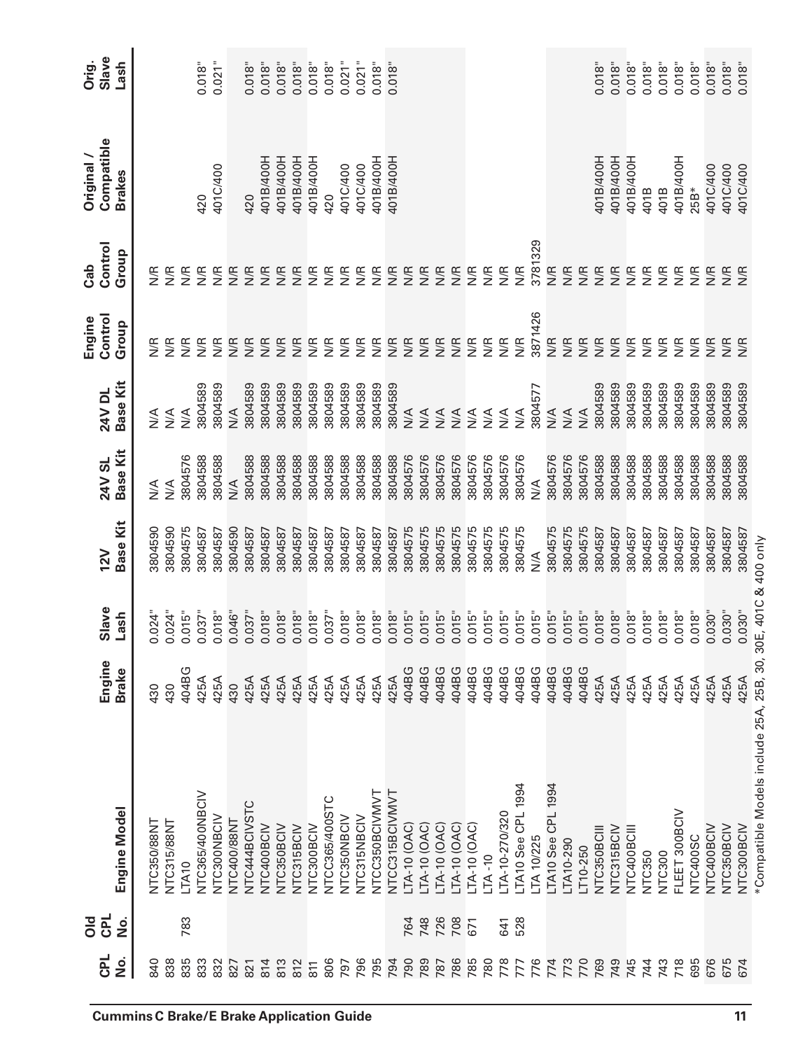| CPL No. | Old CPL No. | Engine Model | Engine Brake | Slave Lash | 12V Base Kit | 24V SL Base Kit | 24V DL Base Kit | Engine Control Group | Cab Control Group | Original / Compatible Brakes | Orig. Slave Lash |
|---|---|---|---|---|---|---|---|---|---|---|---|
| 840 | | NTC350/88NT | 430 | 0.024" | 3804590 | N/A | N/A | N/R | N/R | | |
| 838 | | NTC315/88NT | 430 | 0.024" | 3804590 | N/A | N/A | N/R | N/R | | |
| 835 | 783 | LTA10 | 404BG | 0.015" | 3804575 | 3804576 | N/A | N/R | N/R | | |
| 833 | | NTC365/400NBCIV | 425A | 0.037" | 3804587 | 3804588 | 3804589 | N/R | N/R | 420 | 0.018" |
| 832 | | NTC300NBCIV | 425A | 0.018" | 3804587 | 3804588 | 3804589 | N/R | N/R | 401C/400 | 0.021" |
| 827 | | NTC400/88NT | 430 | 0.046" | 3804590 | N/A | N/A | N/R | N/R | | |
| 821 | | NTC444BCIVSTC | 425A | 0.037" | 3804587 | 3804588 | 3804589 | N/R | N/R | 420 | 0.018" |
| 814 | | NTC400BCIV | 425A | 0.018" | 3804587 | 3804588 | 3804589 | N/R | N/R | 401B/400H | 0.018" |
| 813 | | NTC350BCIV | 425A | 0.018" | 3804587 | 3804588 | 3804589 | N/R | N/R | 401B/400H | 0.018" |
| 812 | | NTC315BCIV | 425A | 0.018" | 3804587 | 3804588 | 3804589 | N/R | N/R | 401B/400H | 0.018" |
| 811 | | NTC300BCIV | 425A | 0.018" | 3804587 | 3804588 | 3804589 | N/R | N/R | 401B/400H | 0.018" |
| 806 | | NTCC365/400STC | 425A | 0.037" | 3804587 | 3804588 | 3804589 | N/R | N/R | 420 | 0.018" |
| 797 | | NTC350NBCIV | 425A | 0.018" | 3804587 | 3804588 | 3804589 | N/R | N/R | 401C/400 | 0.021" |
| 796 | | NTC315NBCIV | 425A | 0.018" | 3804587 | 3804588 | 3804589 | N/R | N/R | 401C/400 | 0.021" |
| 795 | | NTCC350BCIVMVT | 425A | 0.018" | 3804587 | 3804588 | 3804589 | N/R | N/R | 401B/400H | 0.018" |
| 794 | | NTCC315BCIVMVT | 425A | 0.018" | 3804587 | 3804588 | 3804589 | N/R | N/R | 401B/400H | 0.018" |
| 790 | 764 | LTA-10 (OAC) | 404BG | 0.015" | 3804575 | 3804576 | N/A | N/R | N/R | | |
| 789 | 748 | LTA-10 (OAC) | 404BG | 0.015" | 3804575 | 3804576 | N/A | N/R | N/R | | |
| 787 | 726 | LTA-10 (OAC) | 404BG | 0.015" | 3804575 | 3804576 | N/A | N/R | N/R | | |
| 786 | 708 | LTA-10 (OAC) | 404BG | 0.015" | 3804575 | 3804576 | N/A | N/R | N/R | | |
| 785 | 671 | LTA-10 (OAC) | 404BG | 0.015" | 3804575 | 3804576 | N/A | N/R | N/R | | |
| 780 | | LTA -10 | 404BG | 0.015" | 3804575 | 3804576 | N/A | N/R | N/R | | |
| 778 | 641 | LTA-10-270/320 | 404BG | 0.015" | 3804575 | 3804576 | N/A | N/R | N/R | | |
| 777 | 528 | LTA10 See CPL 1994 | 404BG | 0.015" | 3804575 | 3804576 | N/A | N/R | N/R | | |
| 776 | | LTA 10/225 | 404BG | 0.015" | N/A | N/A | 3804577 | 3871426 | 3781329 | | |
| 774 | | LTA10 See CPL 1994 | 404BG | 0.015" | 3804575 | 3804576 | N/A | N/R | N/R | | |
| 773 | | LTA10-290 | 404BG | 0.015" | 3804575 | 3804576 | N/A | N/R | N/R | | |
| 770 | | LT10-250 | 404BG | 0.015" | 3804575 | 3804576 | N/A | N/R | N/R | | |
| 769 | | NTC350BCIII | 425A | 0.018" | 3804587 | 3804588 | 3804589 | N/R | N/R | 401B/400H | 0.018" |
| 749 | | NTC315BCIV | 425A | 0.018" | 3804587 | 3804588 | 3804589 | N/R | N/R | 401B/400H | 0.018" |
| 745 | | NTC400BCIII | 425A | 0.018" | 3804587 | 3804588 | 3804589 | N/R | N/R | 401B/400H | 0.018" |
| 744 | | NTC350 | 425A | 0.018" | 3804587 | 3804588 | 3804589 | N/R | N/R | 401B | 0.018" |
| 743 | | NTC300 | 425A | 0.018" | 3804587 | 3804588 | 3804589 | N/R | N/R | 401B | 0.018" |
| 718 | | FLEET 300BCIV | 425A | 0.018" | 3804587 | 3804588 | 3804589 | N/R | N/R | 401B/400H | 0.018" |
| 695 | | NTC400SC | 425A | 0.018" | 3804587 | 3804588 | 3804589 | N/R | N/R | 25B* | 0.018" |
| 676 | | NTC400BCIV | 425A | 0.030" | 3804587 | 3804588 | 3804589 | N/R | N/R | 401C/400 | 0.018" |
| 675 | | NTC350BCIV | 425A | 0.030" | 3804587 | 3804588 | 3804589 | N/R | N/R | 401C/400 | 0.018" |
| 674 | | NTC300BCIV | 425A | 0.030" | 3804587 | 3804588 | 3804589 | N/R | N/R | 401C/400 | 0.018" |

*Compatible Models include 25A, 25B, 30, 30E, 401C & 400 only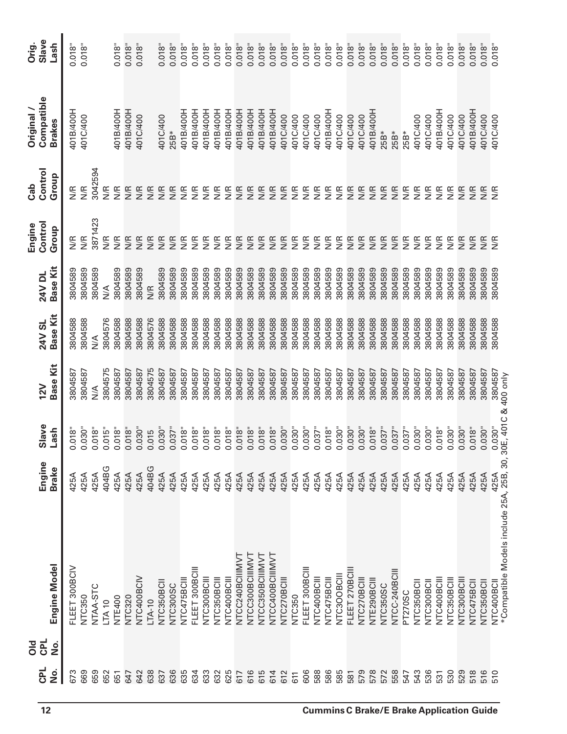| CPL No. | Old CPL No. | Engine Model | Engine Brake | Slave Lash | 12V Base Kit | 24V SL Base Kit | 24V DL Base Kit | Engine Control Group | Cab Control Group | Original / Compatible Brakes | Orig. Slave Lash |
|---|---|---|---|---|---|---|---|---|---|---|---|
| 673 | | FLEET 300BCIV | 425A | 0.018" | 3804587 | 3804588 | 3804589 | N/R | N/R | 401B/400H | 0.018" |
| 669 | | NTC350 | 425A | 0.030" | 3804587 | 3804588 | 3804589 | N/R | N/R | 401C/400 | 0.018" |
| 659 | | NTAA-STC | 425A | 0.018" | N/A | N/A | 3804589 | 3871423 | 3042594 | | |
| 652 | | LTA 10 | 404BG | 0.015" | 3804575 | 3804576 | N/A | N/R | N/R | | |
| 651 | | NTE400 | 425A | 0.018" | 3804587 | 3804588 | 3804589 | N/R | N/R | 401B/400H | 0.018" |
| 647 | | NTC320 | 425A | 0.018" | 3804587 | 3804588 | 3804589 | N/R | N/R | 401B/400H | 0.018" |
| 642 | | NTC400BCIV | 425A | 0.030" | 3804587 | 3804588 | 3804589 | N/R | N/R | 401C/400 | 0.018" |
| 638 | | LTA-10 | 404BG | 0.015 | 3804575 | 3804576 | N/R | N/R | N/R | | |
| 637 | | NTC350BCII | 425A | 0.030" | 3804587 | 3804588 | 3804589 | N/R | N/R | 401C/400 | 0.018" |
| 636 | | NTC300SC | 425A | 0.037" | 3804587 | 3804588 | 3804589 | N/R | N/R | 25B* | 0.018" |
| 635 | | NTC475BCIII | 425A | 0.018" | 3804587 | 3804588 | 3804589 | N/R | N/R | 401B/400H | 0.018" |
| 634 | | FLEET 300BCIII | 425A | 0.018" | 3804587 | 3804588 | 3804589 | N/R | N/R | 401B/400H | 0.018" |
| 633 | | NTC300BCIII | 425A | 0.018" | 3804587 | 3804588 | 3804589 | N/R | N/R | 401B/400H | 0.018" |
| 632 | | NTC350BCIII | 425A | 0.018" | 3804587 | 3804588 | 3804589 | N/R | N/R | 401B/400H | 0.018" |
| 625 | | NTC400BCIII | 425A | 0.018" | 3804587 | 3804588 | 3804589 | N/R | N/R | 401B/400H | 0.018" |
| 617 | | NTCC240BCIIIMVT | 425A | 0.018" | 3804587 | 3804588 | 3804589 | N/R | N/R | 401B/400H | 0.018" |
| 616 | | NTCC300BCIIIMVT | 425A | 0.018" | 3804587 | 3804588 | 3804589 | N/R | N/R | 401B/400H | 0.018" |
| 615 | | NTCC350BCIIIMVT | 425A | 0.018" | 3804587 | 3804588 | 3804589 | N/R | N/R | 401B/400H | 0.018" |
| 614 | | NTCC400BCIIIMVT | 425A | 0.018" | 3804587 | 3804588 | 3804589 | N/R | N/R | 401B/400H | 0.018" |
| 612 | | NTC270BCIII | 425A | 0.030" | 3804587 | 3804588 | 3804589 | N/R | N/R | 401C/400 | 0.018" |
| 611 | | NTC350 | 425A | 0.030" | 3804587 | 3804588 | 3804589 | N/R | N/R | 401C/400 | 0.018" |
| 606 | | FLEET 300BCIII | 425A | 0.030" | 3804587 | 3804588 | 3804589 | N/R | N/R | 401C/400 | 0.018" |
| 588 | | NTC400BCIII | 425A | 0.037" | 3804587 | 3804588 | 3804589 | N/R | N/R | 401C/400 | 0.018" |
| 586 | | NTC475BCIII | 425A | 0.018" | 3804587 | 3804588 | 3804589 | N/R | N/R | 401B/400H | 0.018" |
| 585 | | NTC3OOBCIII | 425A | 0.030" | 3804587 | 3804588 | 3804589 | N/R | N/R | 401C/400 | 0.018" |
| 581 | | FLEET 270BCIII | 425A | 0.030" | 3804587 | 3804588 | 3804589 | N/R | N/R | 401C/400 | 0.018" |
| 579 | | NTC270BCIII | 425A | 0.030" | 3804587 | 3804588 | 3804589 | N/R | N/R | 401C/400 | 0.018" |
| 578 | | NTE290BCIII | 425A | 0.018" | 3804587 | 3804588 | 3804589 | N/R | N/R | 401B/400H | 0.018" |
| 572 | | NTC350SC | 425A | 0.037" | 3804587 | 3804588 | 3804589 | N/R | N/R | 25B* | 0.018" |
| 558 | | NTCC-240BCIII | 425A | 0.037" | 3804587 | 3804588 | 3804589 | N/R | N/R | 25B* | 0.018" |
| 547 | | PT270SC | 425A | 0.037" | 3804587 | 3804588 | 3804589 | N/R | N/R | 25B* | 0.018" |
| 543 | | NTC350BCII | 425A | 0.030" | 3804587 | 3804588 | 3804589 | N/R | N/R | 401C/400 | 0.018" |
| 536 | | NTC300BCII | 425A | 0.030" | 3804587 | 3804588 | 3804589 | N/R | N/R | 401C/400 | 0.018" |
| 531 | | NTC400BCIII | 425A | 0.018" | 3804587 | 3804588 | 3804589 | N/R | N/R | 401B/400H | 0.018" |
| 530 | | NTC350BCIII | 425A | 0.030" | 3804587 | 3804588 | 3804589 | N/R | N/R | 401C/400 | 0.018" |
| 529 | | NTC300BCIII | 425A | 0.030" | 3804587 | 3804588 | 3804589 | N/R | N/R | 401C/400 | 0.018" |
| 518 | | NTC475BCII | 425A | 0.018" | 3804587 | 3804588 | 3804589 | N/R | N/R | 401B/400H | 0.018" |
| 516 | | NTC350BCII | 425A | 0.030" | 3804587 | 3804588 | 3804589 | N/R | N/R | 401C/400 | 0.018" |
| 510 | | NTC400BCII | 425A | 0.030" | 3804587 | 3804588 | 3804589 | N/R | N/R | 401C/400 | 0.018" |

*Compatible Models include 25A, 25B, 30, 30E, 401C & 400 only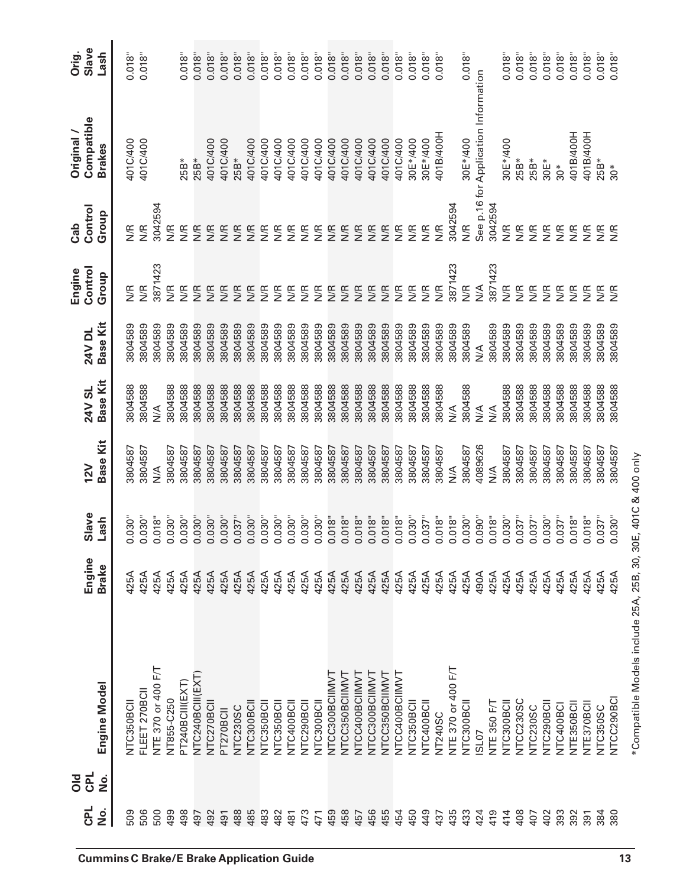| CPL No. | Old CPL No. | Engine Model | Engine Brake | Slave Lash | 12V Base Kit | 24V SL Base Kit | 24V DL Base Kit | Engine Control Group | Cab Control Group | Original / Compatible Brakes | Orig. Slave Lash |
|---|---|---|---|---|---|---|---|---|---|---|---|
| 509 | | NTC350BCII | 425A | 0.030" | 3804587 | 3804588 | 3804589 | N/R | N/R | 401C/400 | 0.018" |
| 506 | | FLEET 270BCII | 425A | 0.030" | 3804587 | 3804588 | 3804589 | N/R | N/R | 401C/400 | 0.018" |
| 500 | | NTE 370 or 400 F/T | 425A | 0.018" | N/A | N/A | 3804589 | 3871423 | 3042594 | | |
| 499 | | NT855-C250 | 425A | 0.030" | 3804587 | 3804588 | 3804589 | N/R | N/R | | |
| 498 | | PT240BCIII(EXT) | 425A | 0.030" | 3804587 | 3804588 | 3804589 | N/R | N/R | 25B* | 0.018" |
| 497 | | NTC240BCIII(EXT) | 425A | 0.030" | 3804587 | 3804588 | 3804589 | N/R | N/R | 25B* | 0.018" |
| 492 | | NTC270BCII | 425A | 0.030" | 3804587 | 3804588 | 3804589 | N/R | N/R | 401C/400 | 0.018" |
| 491 | | PT270BCII | 425A | 0.030" | 3804587 | 3804588 | 3804589 | N/R | N/R | 401C/400 | 0.018" |
| 488 | | NTC230SC | 425A | 0.037" | 3804587 | 3804588 | 3804589 | N/R | N/R | 25B* | 0.018" |
| 485 | | NTC300BCII | 425A | 0.030" | 3804587 | 3804588 | 3804589 | N/R | N/R | 401C/400 | 0.018" |
| 483 | | NTC350BCII | 425A | 0.030" | 3804587 | 3804588 | 3804589 | N/R | N/R | 401C/400 | 0.018" |
| 482 | | NTC350BCII | 425A | 0.030" | 3804587 | 3804588 | 3804589 | N/R | N/R | 401C/400 | 0.018" |
| 481 | | NTC400BCII | 425A | 0.030" | 3804587 | 3804588 | 3804589 | N/R | N/R | 401C/400 | 0.018" |
| 473 | | NTC290BCII | 425A | 0.030" | 3804587 | 3804588 | 3804589 | N/R | N/R | 401C/400 | 0.018" |
| 471 | | NTC300BCII | 425A | 0.030" | 3804587 | 3804588 | 3804589 | N/R | N/R | 401C/400 | 0.018" |
| 459 | | NTCC300BCIIMVT | 425A | 0.018" | 3804587 | 3804588 | 3804589 | N/R | N/R | 401C/400 | 0.018" |
| 458 | | NTCC350BCIIMVT | 425A | 0.018" | 3804587 | 3804588 | 3804589 | N/R | N/R | 401C/400 | 0.018" |
| 457 | | NTCC400BCIIMVT | 425A | 0.018" | 3804587 | 3804588 | 3804589 | N/R | N/R | 401C/400 | 0.018" |
| 456 | | NTCC300BCIIMVT | 425A | 0.018" | 3804587 | 3804588 | 3804589 | N/R | N/R | 401C/400 | 0.018" |
| 455 | | NTCC350BCIIMVT | 425A | 0.018" | 3804587 | 3804588 | 3804589 | N/R | N/R | 401C/400 | 0.018" |
| 454 | | NTCC400BCIIMVT | 425A | 0.018" | 3804587 | 3804588 | 3804589 | N/R | N/R | 401C/400 | 0.018" |
| 450 | | NTC350BCII | 425A | 0.030" | 3804587 | 3804588 | 3804589 | N/R | N/R | 30E*/400 | 0.018" |
| 449 | | NTC400BCII | 425A | 0.037" | 3804587 | 3804588 | 3804589 | N/R | N/R | 30E*/400 | 0.018" |
| 437 | | NT240SC | 425A | 0.018" | 3804587 | 3804588 | 3804589 | N/R | N/R | 401B/400H | 0.018" |
| 435 | | NTE 370 or 400 F/T | 425A | 0.018" | N/A | N/A | 3804589 | 3871423 | 3042594 | | |
| 433 | | NTC300BCII | 425A | 0.030" | 3804587 | 3804588 | 3804589 | N/R | N/R | 30E*/400 | 0.018" |
| 424 | | ISL07 | 490A | 0.090" | 4089626 | N/A | N/A | N/A | See p.16 for Application Information | | |
| 419 | | NTE 350 F/T | 425A | 0.018" | N/A | N/A | 3804589 | 3871423 | 3042594 | | |
| 414 | | NTC300BCII | 425A | 0.030" | 3804587 | 3804588 | 3804589 | N/R | N/R | 30E*/400 | 0.018" |
| 408 | | NTCC230SC | 425A | 0.037" | 3804587 | 3804588 | 3804589 | N/R | N/R | 25B* | 0.018" |
| 407 | | NTC230SC | 425A | 0.037" | 3804587 | 3804588 | 3804589 | N/R | N/R | 25B* | 0.018" |
| 402 | | NTC290BCII | 425A | 0.030" | 3804587 | 3804588 | 3804589 | N/R | N/R | 30E* | 0.018" |
| 393 | | NTC400BCI | 425A | 0.037" | 3804587 | 3804588 | 3804589 | N/R | N/R | 30* | 0.018" |
| 392 | | NTE350BCII | 425A | 0.018" | 3804587 | 3804588 | 3804589 | N/R | N/R | 401B/400H | 0.018" |
| 391 | | NTE370BCII | 425A | 0.018" | 3804587 | 3804588 | 3804589 | N/R | N/R | 401B/400H | 0.018" |
| 384 | | NTC350SC | 425A | 0.037" | 3804587 | 3804588 | 3804589 | N/R | N/R | 25B* | 0.018" |
| 380 | | NTCC290BCI | 425A | 0.030" | 3804587 | 3804588 | 3804589 | N/R | N/R | 30* | 0.018" |

*Compatible Models include 25A, 25B, 30, 30E, 401C & 400 only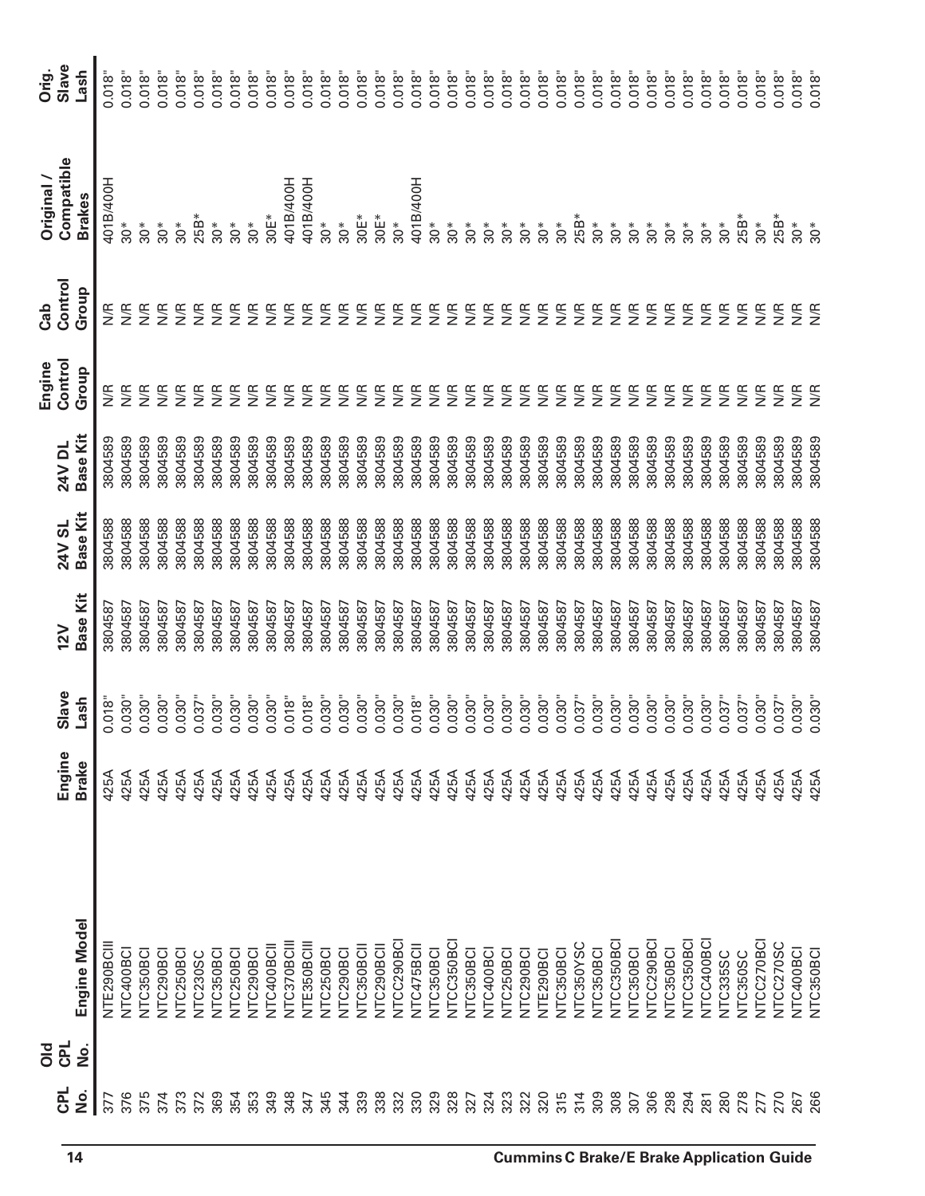| CPL No. | Old CPL No. | Engine Model | Engine Brake | Slave Lash | 12V Base Kit | 24V SL Base Kit | 24V DL Base Kit | Engine Control Group | Cab Control Group | Original / Compatible Brakes | Orig. Slave Lash |
|---|---|---|---|---|---|---|---|---|---|---|---|
| 377 | | NTE290BCIII | 425A | 0.018" | 3804587 | 3804588 | 3804589 | N/R | N/R | 401B/400H | 0.018" |
| 376 | | NTC400BCI | 425A | 0.030" | 3804587 | 3804588 | 3804589 | N/R | N/R | 30* | 0.018" |
| 375 | | NTC350BCI | 425A | 0.030" | 3804587 | 3804588 | 3804589 | N/R | N/R | 30* | 0.018" |
| 374 | | NTC290BCI | 425A | 0.030" | 3804587 | 3804588 | 3804589 | N/R | N/R | 30* | 0.018" |
| 373 | | NTC250BCI | 425A | 0.030" | 3804587 | 3804588 | 3804589 | N/R | N/R | 30* | 0.018" |
| 372 | | NTC230SC | 425A | 0.037" | 3804587 | 3804588 | 3804589 | N/R | N/R | 25B* | 0.018" |
| 369 | | NTC350BCI | 425A | 0.030" | 3804587 | 3804588 | 3804589 | N/R | N/R | 30* | 0.018" |
| 354 | | NTC250BCI | 425A | 0.030" | 3804587 | 3804588 | 3804589 | N/R | N/R | 30* | 0.018" |
| 353 | | NTC290BCI | 425A | 0.030" | 3804587 | 3804588 | 3804589 | N/R | N/R | 30* | 0.018" |
| 349 | | NTC400BCII | 425A | 0.030" | 3804587 | 3804588 | 3804589 | N/R | N/R | 30E* | 0.018" |
| 348 | | NTC370BCIII | 425A | 0.018" | 3804587 | 3804588 | 3804589 | N/R | N/R | 401B/400H | 0.018" |
| 347 | | NTE350BCIII | 425A | 0.018" | 3804587 | 3804588 | 3804589 | N/R | N/R | 401B/400H | 0.018" |
| 345 | | NTC250BCI | 425A | 0.030" | 3804587 | 3804588 | 3804589 | N/R | N/R | 30* | 0.018" |
| 344 | | NTC290BCI | 425A | 0.030" | 3804587 | 3804588 | 3804589 | N/R | N/R | 30* | 0.018" |
| 339 | | NTC350BCII | 425A | 0.030" | 3804587 | 3804588 | 3804589 | N/R | N/R | 30E* | 0.018" |
| 338 | | NTC290BCII | 425A | 0.030" | 3804587 | 3804588 | 3804589 | N/R | N/R | 30E* | 0.018" |
| 332 | | NTCC290BCI | 425A | 0.030" | 3804587 | 3804588 | 3804589 | N/R | N/R | 30* | 0.018" |
| 330 | | NTC475BCII | 425A | 0.018" | 3804587 | 3804588 | 3804589 | N/R | N/R | 401B/400H | 0.018" |
| 329 | | NTC350BCI | 425A | 0.030" | 3804587 | 3804588 | 3804589 | N/R | N/R | 30* | 0.018" |
| 328 | | NTCC350BCI | 425A | 0.030" | 3804587 | 3804588 | 3804589 | N/R | N/R | 30* | 0.018" |
| 327 | | NTC350BCI | 425A | 0.030" | 3804587 | 3804588 | 3804589 | N/R | N/R | 30* | 0.018" |
| 324 | | NTC400BCI | 425A | 0.030" | 3804587 | 3804588 | 3804589 | N/R | N/R | 30* | 0.018" |
| 323 | | NTC250BCI | 425A | 0.030" | 3804587 | 3804588 | 3804589 | N/R | N/R | 30* | 0.018" |
| 322 | | NTC290BCI | 425A | 0.030" | 3804587 | 3804588 | 3804589 | N/R | N/R | 30* | 0.018" |
| 320 | | NTE290BCI | 425A | 0.030" | 3804587 | 3804588 | 3804589 | N/R | N/R | 30* | 0.018" |
| 315 | | NTC350BCI | 425A | 0.030" | 3804587 | 3804588 | 3804589 | N/R | N/R | 30* | 0.018" |
| 314 | | NTC350YSC | 425A | 0.037" | 3804587 | 3804588 | 3804589 | N/R | N/R | 25B* | 0.018" |
| 309 | | NTC350BCI | 425A | 0.030" | 3804587 | 3804588 | 3804589 | N/R | N/R | 30* | 0.018" |
| 308 | | NTCC350BCI | 425A | 0.030" | 3804587 | 3804588 | 3804589 | N/R | N/R | 30* | 0.018" |
| 307 | | NTC350BCI | 425A | 0.030" | 3804587 | 3804588 | 3804589 | N/R | N/R | 30* | 0.018" |
| 306 | | NTCC290BCI | 425A | 0.030" | 3804587 | 3804588 | 3804589 | N/R | N/R | 30* | 0.018" |
| 298 | | NTC350BCI | 425A | 0.030" | 3804587 | 3804588 | 3804589 | N/R | N/R | 30* | 0.018" |
| 294 | | NTCC350BCI | 425A | 0.030" | 3804587 | 3804588 | 3804589 | N/R | N/R | 30* | 0.018" |
| 281 | | NTCC400BCI | 425A | 0.030" | 3804587 | 3804588 | 3804589 | N/R | N/R | 30* | 0.018" |
| 280 | | NTC335SC | 425A | 0.037" | 3804587 | 3804588 | 3804589 | N/R | N/R | 30* | 0.018" |
| 278 | | NTC350SC | 425A | 0.037" | 3804587 | 3804588 | 3804589 | N/R | N/R | 25B* | 0.018" |
| 277 | | NTCC270BCI | 425A | 0.030" | 3804587 | 3804588 | 3804589 | N/R | N/R | 30* | 0.018" |
| 270 | | NTCC270SC | 425A | 0.037" | 3804587 | 3804588 | 3804589 | N/R | N/R | 25B* | 0.018" |
| 267 | | NTC400BCI | 425A | 0.030" | 3804587 | 3804588 | 3804589 | N/R | N/R | 30* | 0.018" |
| 266 | | NTC350BCI | 425A | 0.030" | 3804587 | 3804588 | 3804589 | N/R | N/R | 30* | 0.018" |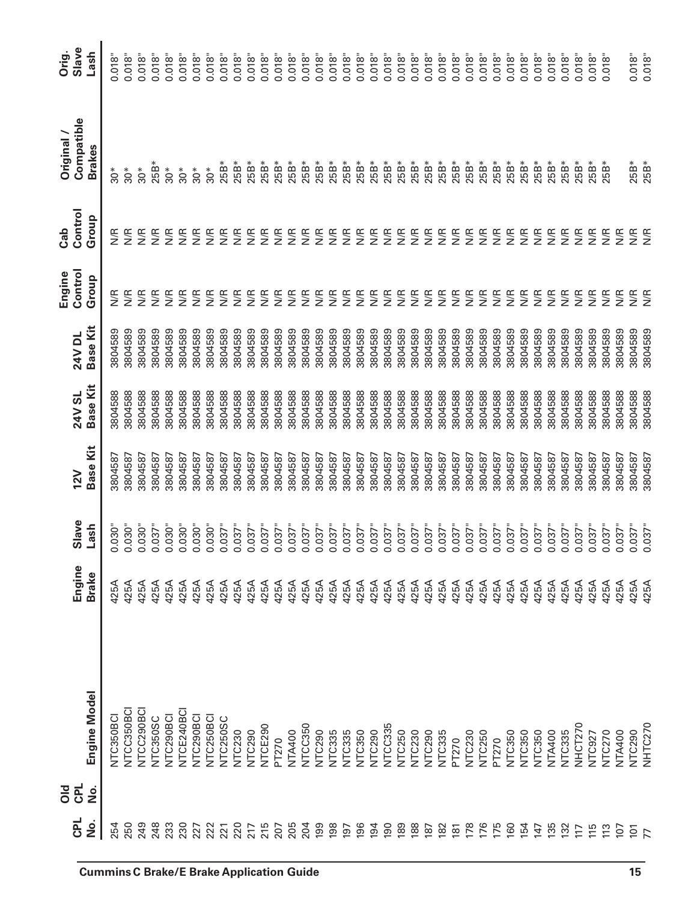| CPL No. | Old CPL No. | Engine Model | Engine Brake | Slave Lash | 12V Base Kit | 24V SL Base Kit | 24V DL Base Kit | Engine Control Group | Cab Control Group | Original / Compatible Brakes | Orig. Slave Lash |
|---|---|---|---|---|---|---|---|---|---|---|---|
| 254 | | NTC350BCI | 425A | 0.030" | 3804587 | 3804588 | 3804589 | N/R | N/R | 30* | 0.018" |
| 250 | | NTCC350BCI | 425A | 0.030" | 3804587 | 3804588 | 3804589 | N/R | N/R | 30* | 0.018" |
| 249 | | NTCC290BCI | 425A | 0.030" | 3804587 | 3804588 | 3804589 | N/R | N/R | 30* | 0.018" |
| 248 | | NTC350SC | 425A | 0.037" | 3804587 | 3804588 | 3804589 | N/R | N/R | 25B* | 0.018" |
| 233 | | NTC290BCI | 425A | 0.030" | 3804587 | 3804588 | 3804589 | N/R | N/R | 30* | 0.018" |
| 230 | | NTCE240BCI | 425A | 0.030" | 3804587 | 3804588 | 3804589 | N/R | N/R | 30* | 0.018" |
| 227 | | NTC290BCI | 425A | 0.030" | 3804587 | 3804588 | 3804589 | N/R | N/R | 30* | 0.018" |
| 222 | | NTC250BCI | 425A | 0.030" | 3804587 | 3804588 | 3804589 | N/R | N/R | 30* | 0.018" |
| 221 | | NTC250SC | 425A | 0.037" | 3804587 | 3804588 | 3804589 | N/R | N/R | 25B* | 0.018" |
| 220 | | NTC230 | 425A | 0.037" | 3804587 | 3804588 | 3804589 | N/R | N/R | 25B* | 0.018" |
| 217 | | NTC290 | 425A | 0.037" | 3804587 | 3804588 | 3804589 | N/R | N/R | 25B* | 0.018" |
| 215 | | NTCE290 | 425A | 0.037" | 3804587 | 3804588 | 3804589 | N/R | N/R | 25B* | 0.018" |
| 207 | | PT270 | 425A | 0.037" | 3804587 | 3804588 | 3804589 | N/R | N/R | 25B* | 0.018" |
| 205 | | NTA400 | 425A | 0.037" | 3804587 | 3804588 | 3804589 | N/R | N/R | 25B* | 0.018" |
| 204 | | NTCC350 | 425A | 0.037" | 3804587 | 3804588 | 3804589 | N/R | N/R | 25B* | 0.018" |
| 199 | | NTC290 | 425A | 0.037" | 3804587 | 3804588 | 3804589 | N/R | N/R | 25B* | 0.018" |
| 198 | | NTC335 | 425A | 0.037" | 3804587 | 3804588 | 3804589 | N/R | N/R | 25B* | 0.018" |
| 197 | | NTC335 | 425A | 0.037" | 3804587 | 3804588 | 3804589 | N/R | N/R | 25B* | 0.018" |
| 196 | | NTC350 | 425A | 0.037" | 3804587 | 3804588 | 3804589 | N/R | N/R | 25B* | 0.018" |
| 194 | | NTC290 | 425A | 0.037" | 3804587 | 3804588 | 3804589 | N/R | N/R | 25B* | 0.018" |
| 190 | | NTCC335 | 425A | 0.037" | 3804587 | 3804588 | 3804589 | N/R | N/R | 25B* | 0.018" |
| 189 | | NTC250 | 425A | 0.037" | 3804587 | 3804588 | 3804589 | N/R | N/R | 25B* | 0.018" |
| 188 | | NTC230 | 425A | 0.037" | 3804587 | 3804588 | 3804589 | N/R | N/R | 25B* | 0.018" |
| 187 | | NTC290 | 425A | 0.037" | 3804587 | 3804588 | 3804589 | N/R | N/R | 25B* | 0.018" |
| 182 | | NTC335 | 425A | 0.037" | 3804587 | 3804588 | 3804589 | N/R | N/R | 25B* | 0.018" |
| 181 | | PT270 | 425A | 0.037" | 3804587 | 3804588 | 3804589 | N/R | N/R | 25B* | 0.018" |
| 178 | | NTC230 | 425A | 0.037" | 3804587 | 3804588 | 3804589 | N/R | N/R | 25B* | 0.018" |
| 176 | | NTC250 | 425A | 0.037" | 3804587 | 3804588 | 3804589 | N/R | N/R | 25B* | 0.018" |
| 175 | | PT270 | 425A | 0.037" | 3804587 | 3804588 | 3804589 | N/R | N/R | 25B* | 0.018" |
| 160 | | NTC350 | 425A | 0.037" | 3804587 | 3804588 | 3804589 | N/R | N/R | 25B* | 0.018" |
| 154 | | NTC350 | 425A | 0.037" | 3804587 | 3804588 | 3804589 | N/R | N/R | 25B* | 0.018" |
| 147 | | NTC350 | 425A | 0.037" | 3804587 | 3804588 | 3804589 | N/R | N/R | 25B* | 0.018" |
| 135 | | NTA400 | 425A | 0.037" | 3804587 | 3804588 | 3804589 | N/R | N/R | 25B* | 0.018" |
| 132 | | NTC335 | 425A | 0.037" | 3804587 | 3804588 | 3804589 | N/R | N/R | 25B* | 0.018" |
| 117 | | NHCT270 | 425A | 0.037" | 3804587 | 3804588 | 3804589 | N/R | N/R | 25B* | 0.018" |
| 115 | | NTC927 | 425A | 0.037" | 3804587 | 3804588 | 3804589 | N/R | N/R | 25B* | 0.018" |
| 113 | | NTC270 | 425A | 0.037" | 3804587 | 3804588 | 3804589 | N/R | N/R | 25B* | 0.018" |
| 107 | | NTA400 | 425A | 0.037" | 3804587 | 3804588 | 3804589 | N/R | N/R | | |
| 101 | | NTC290 | 425A | 0.037" | 3804587 | 3804588 | 3804589 | N/R | N/R | 25B* | 0.018" |
| 77 | | NHTC270 | 425A | 0.037" | 3804587 | 3804588 | 3804589 | N/R | N/R | 25B* | 0.018" |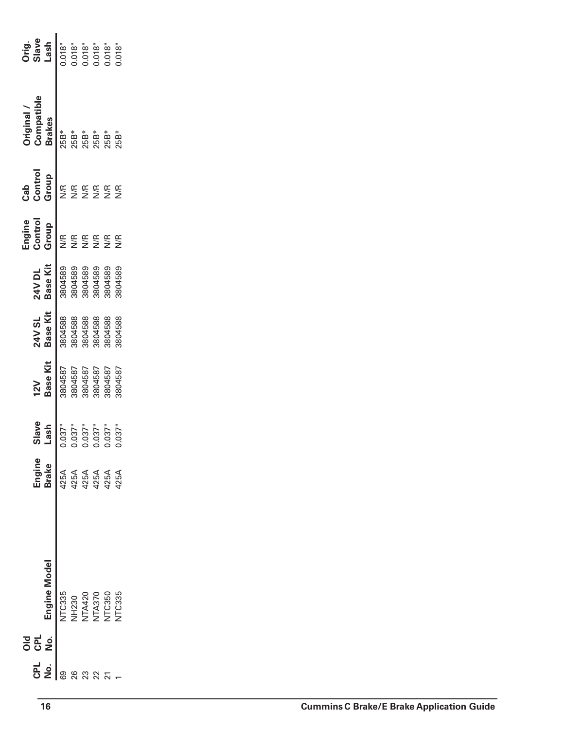| CPL No. | Old CPL No. | Engine Model | Engine Brake | Slave Lash | 12V Base Kit | 24V SL Base Kit | 24V DL Base Kit | Engine Control Group | Cab Control Group | Original / Compatible Brakes | Orig. Slave Lash |
|---|---|---|---|---|---|---|---|---|---|---|---|
| 69 | | NTC335 | 425A | 0.037" | 3804587 | 3804588 | 3804589 | N/R | N/R | 25B* | 0.018" |
| 26 | | NH230 | 425A | 0.037" | 3804587 | 3804588 | 3804589 | N/R | N/R | 25B* | 0.018" |
| 23 | | NTA420 | 425A | 0.037" | 3804587 | 3804588 | 3804589 | N/R | N/R | 25B* | 0.018" |
| 22 | | NTA370 | 425A | 0.037" | 3804587 | 3804588 | 3804589 | N/R | N/R | 25B* | 0.018" |
| 21 | | NTC350 | 425A | 0.037" | 3804587 | 3804588 | 3804589 | N/R | N/R | 25B* | 0.018" |
| 1 | | NTC335 | 425A | 0.037" | 3804587 | 3804588 | 3804589 | N/R | N/R | 25B* | 0.018" |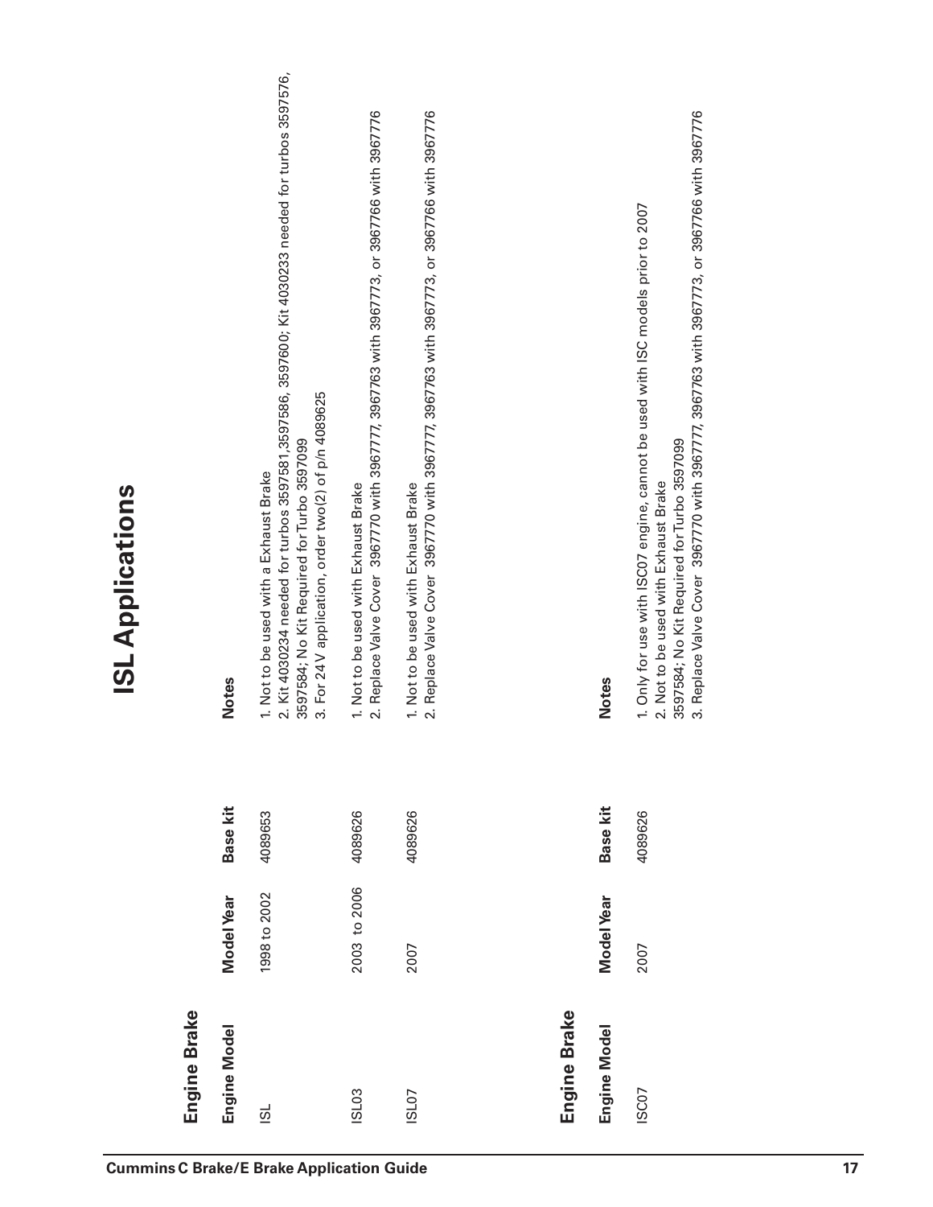# ISL Applications

## Engine Brake

| Engine Model | Model Year | Base kit | Notes |
|---|---|---|---|
| ISL | 1998 to 2002 | 4089653 | 1. Not to be used with a Exhaust Brake<br>2. Kit 4030234 needed for turbos 3597581,3597586, 3597600; Kit 4030233 needed for turbos 3597576, 3597584; No Kit Required for Turbo 3597099<br>3. For 24 V application, order two(2) of p/n 4089625 |
| ISL03 | 2003 to 2006 | 4089626 | 1. Not to be used with Exhaust Brake<br>2. Replace Valve Cover 3967770 with 3967777, 3967763 with 3967773, or 3967766 with 3967776 |
| ISL07 | 2007 | 4089626 | 1. Not to be used with Exhaust Brake<br>2. Replace Valve Cover 3967770 with 3967777, 3967763 with 3967773, or 3967766 with 3967776 |

## Engine Brake

| Engine Model | Model Year | Base kit | Notes |
|---|---|---|---|
| ISC07 | 2007 | 4089626 | 1. Only for use with ISC07 engine, cannot be used with ISC models prior to 2007<br>2. Not to be used with Exhaust Brake<br>3597584; No Kit Required for Turbo 3597099<br>3. Replace Valve Cover 3967770 with 3967777, 3967763 with 3967773, or 3967766 with 3967776 |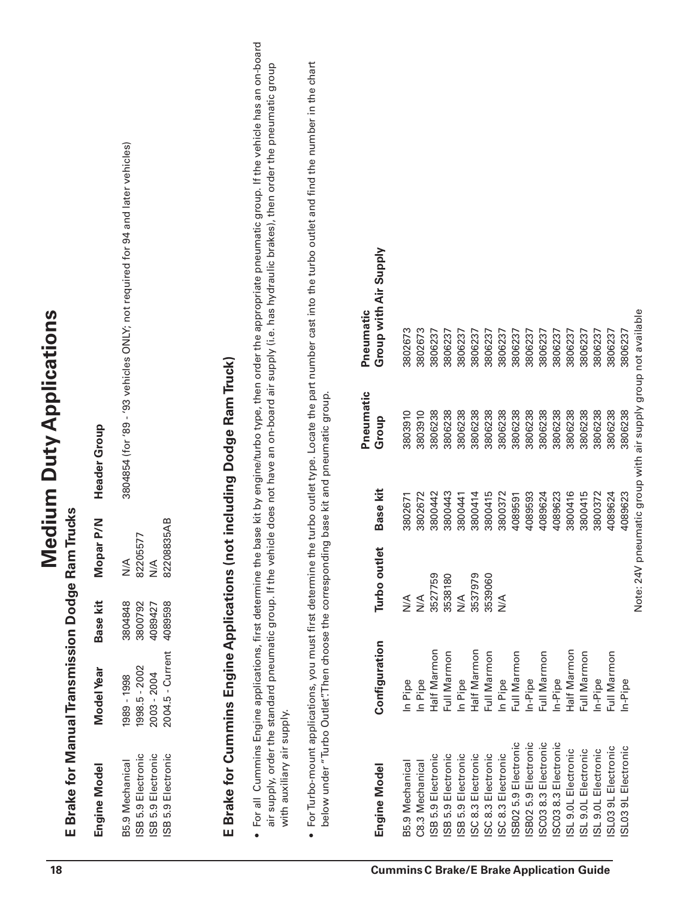# Medium Duty Applications

## E Brake for Manual Transmission Dodge Ram Trucks

| Engine Model | Model Year | Base kit | Mopar P/N | Header Group |
|---|---|---|---|---|
| B5.9 Mechanical | 1989 - 1998 | 3804848 | N/A | 3804854 (for '89 - '93 vehicles ONLY; not required for 94 and later vehicles) |
| ISB 5.9 Electronic | 1998.5 - 2002 | 3800792 | 82205577 | |
| ISB 5.9 Electronic | 2003 - 2004 | 4089427 | N/A | |
| ISB 5.9 Electronic | 2004.5 - Current | 4089598 | 82208835AB | |

## E Brake for Cummins Engine Applications (not including Dodge Ram Truck)

- For all Cummins Engine applications, first determine the base kit by engine/turbo type, then order the appropriate pneumatic group. If the vehicle has an on-board air supply, order the standard pneumatic group. If the vehicle does not have an on-board air supply (i.e. has hydraulic brakes), then order the pneumatic group with auxiliary air supply.
- For Turbo-mount applications, you must first determine the turbo outlet type. Locate the part number cast into the turbo outlet and find the number in the chart below under "Turbo Outlet". Then choose the corresponding base kit and pneumatic group.

| Engine Model | Configuration | Turbo outlet | Base kit | Pneumatic Group | Pneumatic Group with Air Supply |
|---|---|---|---|---|---|
| B5.9 Mechanical | In Pipe | N/A | 3802671 | 3803910 | 3802673 |
| C8.3 Mechanical | In Pipe | N/A | 3802672 | 3803910 | 3802673 |
| ISB 5.9 Electronic | Half Marmon | 3527759 | 3800442 | 3806238 | 3806237 |
| ISB 5.9 Electronic | Full Marmon | 3538180 | 3800443 | 3806238 | 3806237 |
| ISB 5.9 Electronic | In Pipe | N/A | 3800441 | 3806238 | 3806237 |
| ISC 8.3 Electronic | Half Marmon | 3537979 | 3800414 | 3806238 | 3806237 |
| ISC 8.3 Electronic | Full Marmon | 3539060 | 3800415 | 3806238 | 3806237 |
| ISC 8.3 Electronic | In Pipe | N/A | 3800372 | 3806238 | 3806237 |
| ISB02 5.9 Electronic | Full Marmon | | 4089591 | 3806238 | 3806237 |
| ISB02 5.9 Electronic | In-Pipe | | 4089593 | 3806238 | 3806237 |
| ISC03 8.3 Electronic | Full Marmon | | 4089624 | 3806238 | 3806237 |
| ISC03 8.3 Electronic | In-Pipe | | 4089623 | 3806238 | 3806237 |
| ISL 9.0L Electronic | Half Marmon | | 3800416 | 3806238 | 3806237 |
| ISL 9.0L Electronic | Full Marmon | | 3800415 | 3806238 | 3806237 |
| ISL 9.0L Electronic | In-Pipe | | 3800372 | 3806238 | 3806237 |
| ISL03 9L Electronic | Full Marmon | | 4089624 | 3806238 | 3806237 |
| ISL03 9L Electronic | In-Pipe | | 4089623 | 3806238 | 3806237 |

Note: 24V pneumatic group with air supply group not available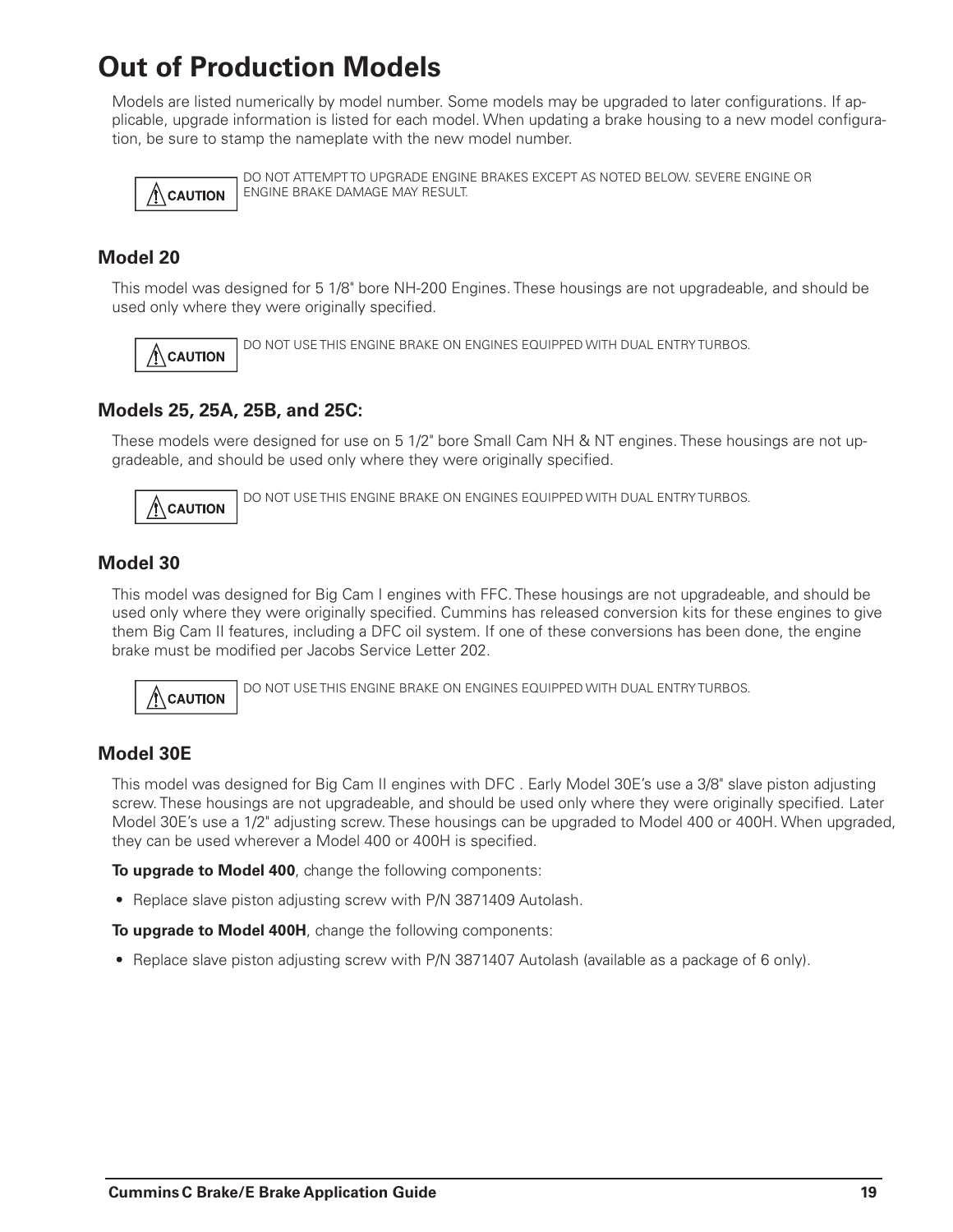# Out of Production Models

Models are listed numerically by model number. Some models may be upgraded to later configurations. If applicable, upgrade information is listed for each model. When updating a brake housing to a new model configuration, be sure to stamp the nameplate with the new model number.

**⚠ CAUTION** DO NOT ATTEMPT TO UPGRADE ENGINE BRAKES EXCEPT AS NOTED BELOW. SEVERE ENGINE OR ENGINE BRAKE DAMAGE MAY RESULT.

## Model 20

This model was designed for 5 1/8" bore NH-200 Engines. These housings are not upgradeable, and should be used only where they were originally specified.

**⚠ CAUTION** DO NOT USE THIS ENGINE BRAKE ON ENGINES EQUIPPED WITH DUAL ENTRY TURBOS.

## Models 25, 25A, 25B, and 25C:

These models were designed for use on 5 1/2" bore Small Cam NH & NT engines. These housings are not upgradeable, and should be used only where they were originally specified.

**⚠ CAUTION** DO NOT USE THIS ENGINE BRAKE ON ENGINES EQUIPPED WITH DUAL ENTRY TURBOS.

## Model 30

This model was designed for Big Cam I engines with FFC. These housings are not upgradeable, and should be used only where they were originally specified. Cummins has released conversion kits for these engines to give them Big Cam II features, including a DFC oil system. If one of these conversions has been done, the engine brake must be modified per Jacobs Service Letter 202.

**⚠ CAUTION** DO NOT USE THIS ENGINE BRAKE ON ENGINES EQUIPPED WITH DUAL ENTRY TURBOS.

## Model 30E

This model was designed for Big Cam II engines with DFC . Early Model 30E's use a 3/8" slave piston adjusting screw. These housings are not upgradeable, and should be used only where they were originally specified. Later Model 30E's use a 1/2" adjusting screw. These housings can be upgraded to Model 400 or 400H. When upgraded, they can be used wherever a Model 400 or 400H is specified.

**To upgrade to Model 400**, change the following components:

- Replace slave piston adjusting screw with P/N 3871409 Autolash.

**To upgrade to Model 400H**, change the following components:

- Replace slave piston adjusting screw with P/N 3871407 Autolash (available as a package of 6 only).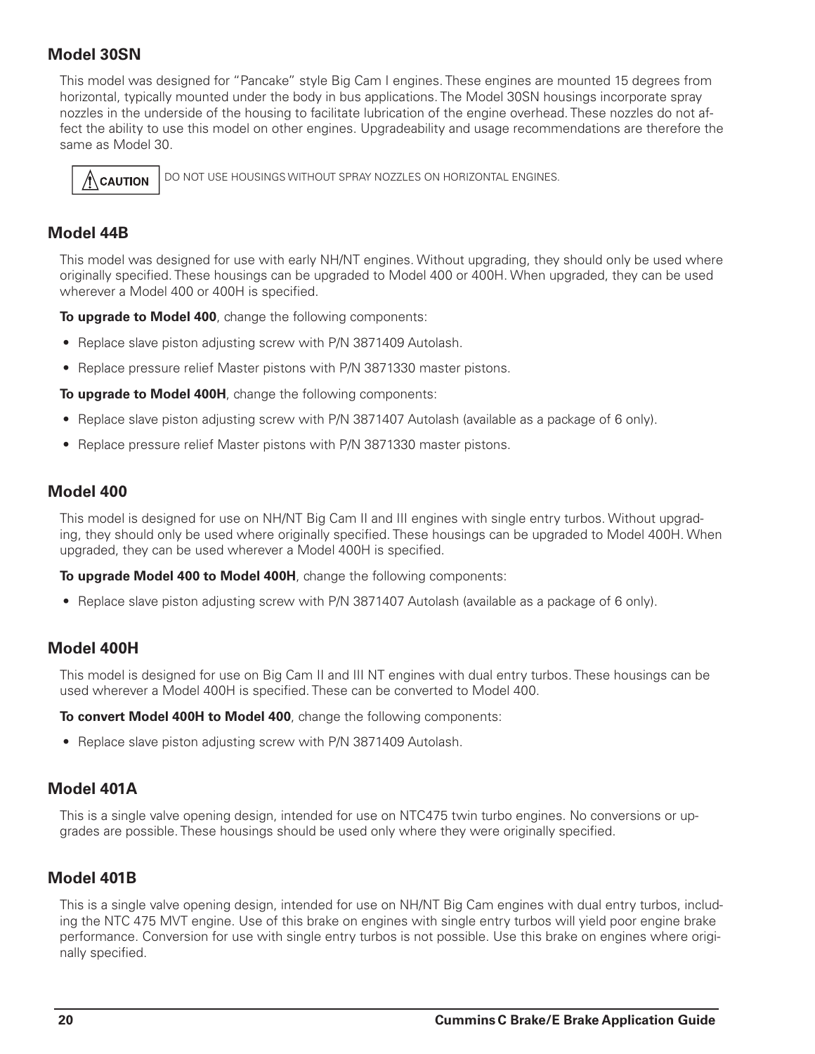## Model 30SN

This model was designed for "Pancake" style Big Cam I engines. These engines are mounted 15 degrees from horizontal, typically mounted under the body in bus applications. The Model 30SN housings incorporate spray nozzles in the underside of the housing to facilitate lubrication of the engine overhead. These nozzles do not affect the ability to use this model on other engines. Upgradeability and usage recommendations are therefore the same as Model 30.

**⚠ CAUTION** DO NOT USE HOUSINGS WITHOUT SPRAY NOZZLES ON HORIZONTAL ENGINES.

## Model 44B

This model was designed for use with early NH/NT engines. Without upgrading, they should only be used where originally specified. These housings can be upgraded to Model 400 or 400H. When upgraded, they can be used wherever a Model 400 or 400H is specified.

**To upgrade to Model 400**, change the following components:

- Replace slave piston adjusting screw with P/N 3871409 Autolash.
- Replace pressure relief Master pistons with P/N 3871330 master pistons.

**To upgrade to Model 400H**, change the following components:

- Replace slave piston adjusting screw with P/N 3871407 Autolash (available as a package of 6 only).
- Replace pressure relief Master pistons with P/N 3871330 master pistons.

## Model 400

This model is designed for use on NH/NT Big Cam II and III engines with single entry turbos. Without upgrading, they should only be used where originally specified. These housings can be upgraded to Model 400H. When upgraded, they can be used wherever a Model 400H is specified.

**To upgrade Model 400 to Model 400H**, change the following components:

- Replace slave piston adjusting screw with P/N 3871407 Autolash (available as a package of 6 only).

## Model 400H

This model is designed for use on Big Cam II and III NT engines with dual entry turbos. These housings can be used wherever a Model 400H is specified. These can be converted to Model 400.

**To convert Model 400H to Model 400**, change the following components:

- Replace slave piston adjusting screw with P/N 3871409 Autolash.

## Model 401A

This is a single valve opening design, intended for use on NTC475 twin turbo engines. No conversions or upgrades are possible. These housings should be used only where they were originally specified.

## Model 401B

This is a single valve opening design, intended for use on NH/NT Big Cam engines with dual entry turbos, including the NTC 475 MVT engine. Use of this brake on engines with single entry turbos will yield poor engine brake performance. Conversion for use with single entry turbos is not possible. Use this brake on engines where originally specified.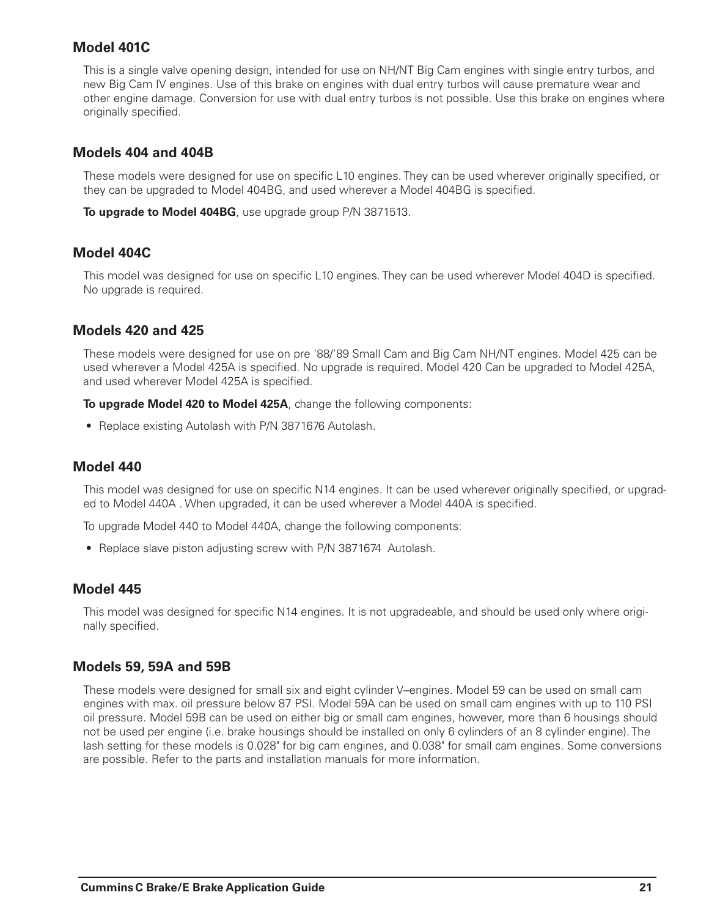### Model 401C

This is a single valve opening design, intended for use on NH/NT Big Cam engines with single entry turbos, and new Big Cam IV engines. Use of this brake on engines with dual entry turbos will cause premature wear and other engine damage. Conversion for use with dual entry turbos is not possible. Use this brake on engines where originally specified.

### Models 404 and 404B

These models were designed for use on specific L10 engines. They can be used wherever originally specified, or they can be upgraded to Model 404BG, and used wherever a Model 404BG is specified.

**To upgrade to Model 404BG**, use upgrade group P/N 3871513.

### Model 404C

This model was designed for use on specific L10 engines. They can be used wherever Model 404D is specified. No upgrade is required.

### Models 420 and 425

These models were designed for use on pre '88/'89 Small Cam and Big Cam NH/NT engines. Model 425 can be used wherever a Model 425A is specified. No upgrade is required. Model 420 Can be upgraded to Model 425A, and used wherever Model 425A is specified.

**To upgrade Model 420 to Model 425A**, change the following components:

- Replace existing Autolash with P/N 3871676 Autolash.

### Model 440

This model was designed for use on specific N14 engines. It can be used wherever originally specified, or upgraded to Model 440A . When upgraded, it can be used wherever a Model 440A is specified.

To upgrade Model 440 to Model 440A, change the following components:

- Replace slave piston adjusting screw with P/N 3871674 Autolash.

### Model 445

This model was designed for specific N14 engines. It is not upgradeable, and should be used only where originally specified.

### Models 59, 59A and 59B

These models were designed for small six and eight cylinder V–engines. Model 59 can be used on small cam engines with max. oil pressure below 87 PSI. Model 59A can be used on small cam engines with up to 110 PSI oil pressure. Model 59B can be used on either big or small cam engines, however, more than 6 housings should not be used per engine (i.e. brake housings should be installed on only 6 cylinders of an 8 cylinder engine). The lash setting for these models is 0.028" for big cam engines, and 0.038" for small cam engines. Some conversions are possible. Refer to the parts and installation manuals for more information.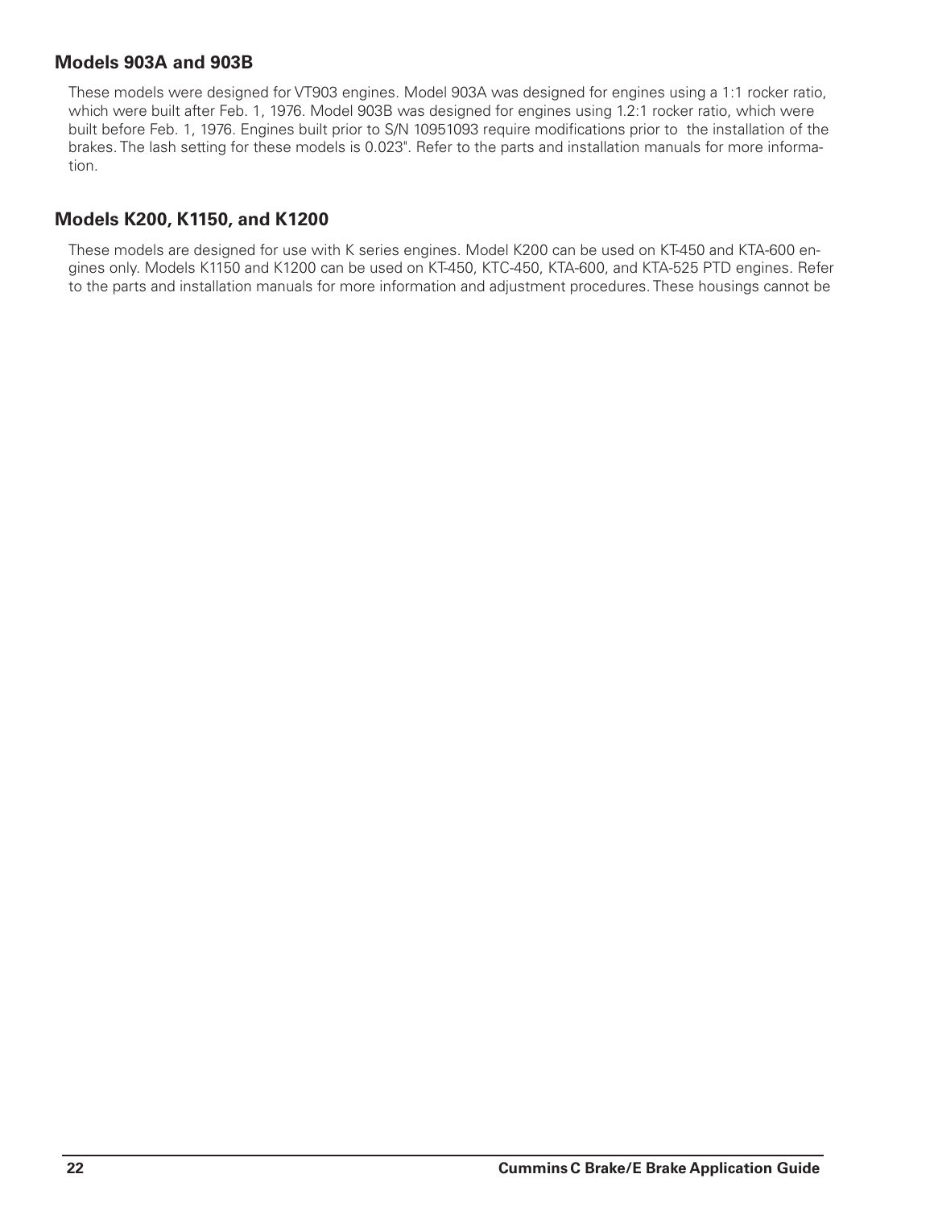## Models 903A and 903B

These models were designed for VT903 engines. Model 903A was designed for engines using a 1:1 rocker ratio, which were built after Feb. 1, 1976. Model 903B was designed for engines using 1.2:1 rocker ratio, which were built before Feb. 1, 1976. Engines built prior to S/N 10951093 require modifications prior to the installation of the brakes. The lash setting for these models is 0.023". Refer to the parts and installation manuals for more information.

## Models K200, K1150, and K1200

These models are designed for use with K series engines. Model K200 can be used on KT-450 and KTA-600 engines only. Models K1150 and K1200 can be used on KT-450, KTC-450, KTA-600, and KTA-525 PTD engines. Refer to the parts and installation manuals for more information and adjustment procedures. These housings cannot be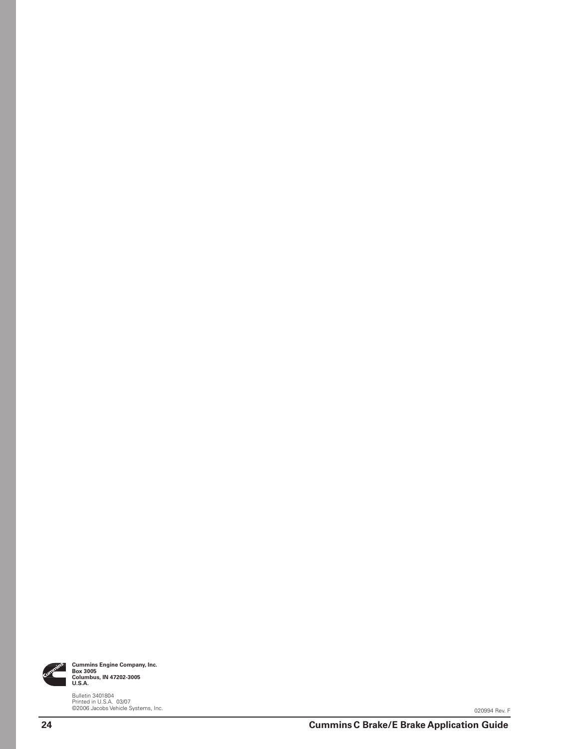**Cummins Engine Company, Inc.**
**Box 3005**
**Columbus, IN 47202-3005**
**U.S.A.**

Bulletin 3401804
Printed in U.S.A. 03/07
©2006 Jacobs Vehicle Systems, Inc.

020994 Rev. F